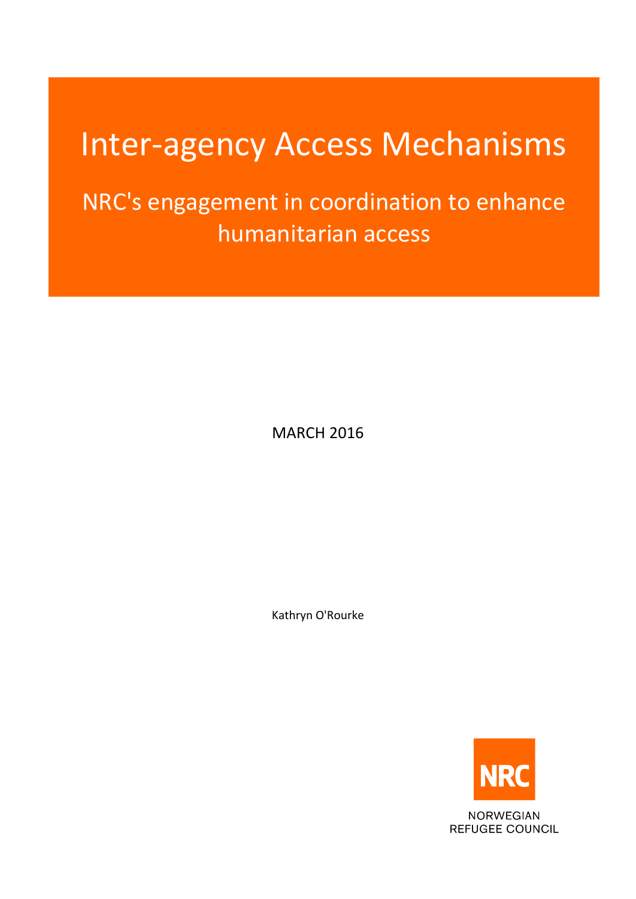# Inter-agency Access Mechanisms

## NRC's engagement in coordination to enhance humanitarian access

MARCH 2016

Kathryn O'Rourke

NRC

NORWEGIAN REFUGEE COUNCIL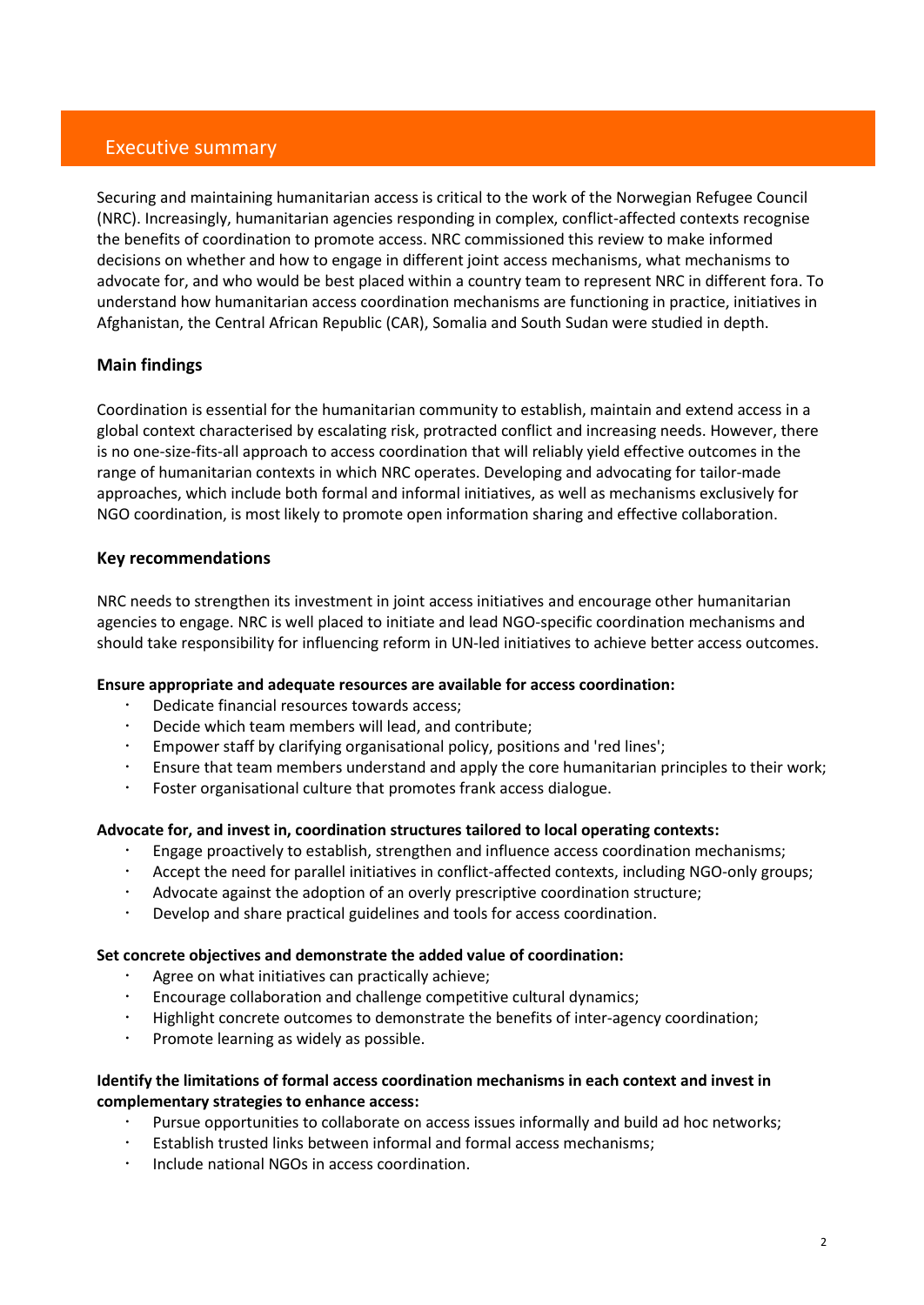## Executive summary

Securing and maintaining humanitarian access is critical to the work of the Norwegian Refugee Council (NRC). Increasingly, humanitarian agencies responding in complex, conflict-affected contexts recognise the benefits of coordination to promote access. NRC commissioned this review to make informed decisions on whether and how to engage in different joint access mechanisms, what mechanisms to advocate for, and who would be best placed within a country team to represent NRC in different fora. To understand how humanitarian access coordination mechanisms are functioning in practice, initiatives in Afghanistan, the Central African Republic (CAR), Somalia and South Sudan were studied in depth.

### Main findings

Coordination is essential for the humanitarian community to establish, maintain and extend access in a global context characterised by escalating risk, protracted conflict and increasing needs. However, there is no one-size-fits-all approach to access coordination that will reliably yield effective outcomes in the range of humanitarian contexts in which NRC operates. Developing and advocating for tailor-made approaches, which include both formal and informal initiatives, as well as mechanisms exclusively for NGO coordination, is most likely to promote open information sharing and effective collaboration.

### Key recommendations

NRC needs to strengthen its investment in joint access initiatives and encourage other humanitarian agencies to engage. NRC is well placed to initiate and lead NGO-specific coordination mechanisms and should take responsibility for influencing reform in UN-led initiatives to achieve better access outcomes.

**Ensure appropriate and adequate resources are available for access coordination:**

- Dedicate financial resources towards access;
- Decide which team members will lead, and contribute;
- Empower staff by clarifying organisational policy, positions and 'red lines';
- Ensure that team members understand and apply the core humanitarian principles to their work;
- Foster organisational culture that promotes frank access dialogue.

**Advocate for, and invest in, coordination structures tailored to local operating contexts:**

- Engage proactively to establish, strengthen and influence access coordination mechanisms;
- Accept the need for parallel initiatives in conflict-affected contexts, including NGO-only groups;
- Advocate against the adoption of an overly prescriptive coordination structure;
- Develop and share practical guidelines and tools for access coordination.

**Set concrete objectives and demonstrate the added value of coordination:**

- Agree on what initiatives can practically achieve;
- Encourage collaboration and challenge competitive cultural dynamics;
- Highlight concrete outcomes to demonstrate the benefits of inter-agency coordination;
- Promote learning as widely as possible.

**Identify the limitations of formal access coordination mechanisms in each context and invest in complementary strategies to enhance access:**

- Pursue opportunities to collaborate on access issues informally and build ad hoc networks;
- Establish trusted links between informal and formal access mechanisms;
- Include national NGOs in access coordination.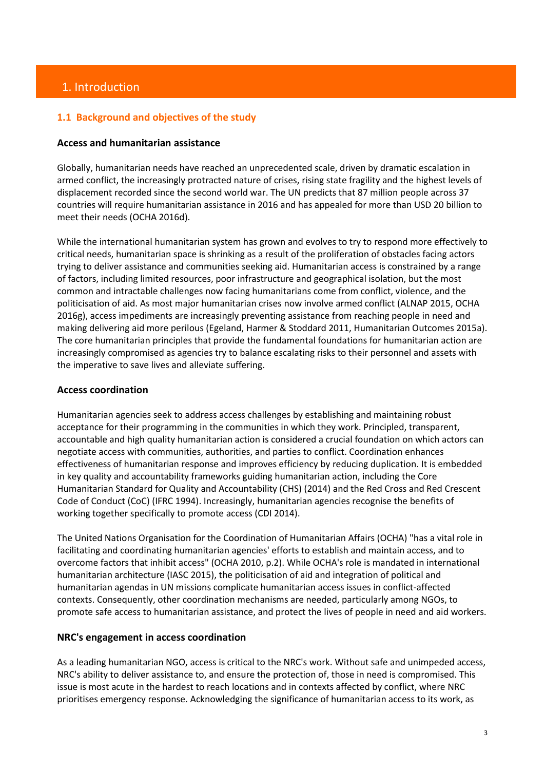# 1. Introduction

## 1.1 Background and objectives of the study

### Access and humanitarian assistance

Globally, humanitarian needs have reached an unprecedented scale, driven by dramatic escalation in armed conflict, the increasingly protracted nature of crises, rising state fragility and the highest levels of displacement recorded since the second world war. The UN predicts that 87 million people across 37 countries will require humanitarian assistance in 2016 and has appealed for more than USD 20 billion to meet their needs (OCHA 2016d).

While the international humanitarian system has grown and evolves to try to respond more effectively to critical needs, humanitarian space is shrinking as a result of the proliferation of obstacles facing actors trying to deliver assistance and communities seeking aid. Humanitarian access is constrained by a range of factors, including limited resources, poor infrastructure and geographical isolation, but the most common and intractable challenges now facing humanitarians come from conflict, violence, and the politicisation of aid. As most major humanitarian crises now involve armed conflict (ALNAP 2015, OCHA 2016g), access impediments are increasingly preventing assistance from reaching people in need and making delivering aid more perilous (Egeland, Harmer & Stoddard 2011, Humanitarian Outcomes 2015a). The core humanitarian principles that provide the fundamental foundations for humanitarian action are increasingly compromised as agencies try to balance escalating risks to their personnel and assets with the imperative to save lives and alleviate suffering.

### Access coordination

Humanitarian agencies seek to address access challenges by establishing and maintaining robust acceptance for their programming in the communities in which they work. Principled, transparent, accountable and high quality humanitarian action is considered a crucial foundation on which actors can negotiate access with communities, authorities, and parties to conflict. Coordination enhances effectiveness of humanitarian response and improves efficiency by reducing duplication. It is embedded in key quality and accountability frameworks guiding humanitarian action, including the Core Humanitarian Standard for Quality and Accountability (CHS) (2014) and the Red Cross and Red Crescent Code of Conduct (CoC) (IFRC 1994). Increasingly, humanitarian agencies recognise the benefits of working together specifically to promote access (CDI 2014).

The United Nations Organisation for the Coordination of Humanitarian Affairs (OCHA) "has a vital role in facilitating and coordinating humanitarian agencies' efforts to establish and maintain access, and to overcome factors that inhibit access" (OCHA 2010, p.2). While OCHA's role is mandated in international humanitarian architecture (IASC 2015), the politicisation of aid and integration of political and humanitarian agendas in UN missions complicate humanitarian access issues in conflict-affected contexts. Consequently, other coordination mechanisms are needed, particularly among NGOs, to promote safe access to humanitarian assistance, and protect the lives of people in need and aid workers.

### NRC's engagement in access coordination

As a leading humanitarian NGO, access is critical to the NRC's work. Without safe and unimpeded access, NRC's ability to deliver assistance to, and ensure the protection of, those in need is compromised. This issue is most acute in the hardest to reach locations and in contexts affected by conflict, where NRC prioritises emergency response. Acknowledging the significance of humanitarian access to its work, as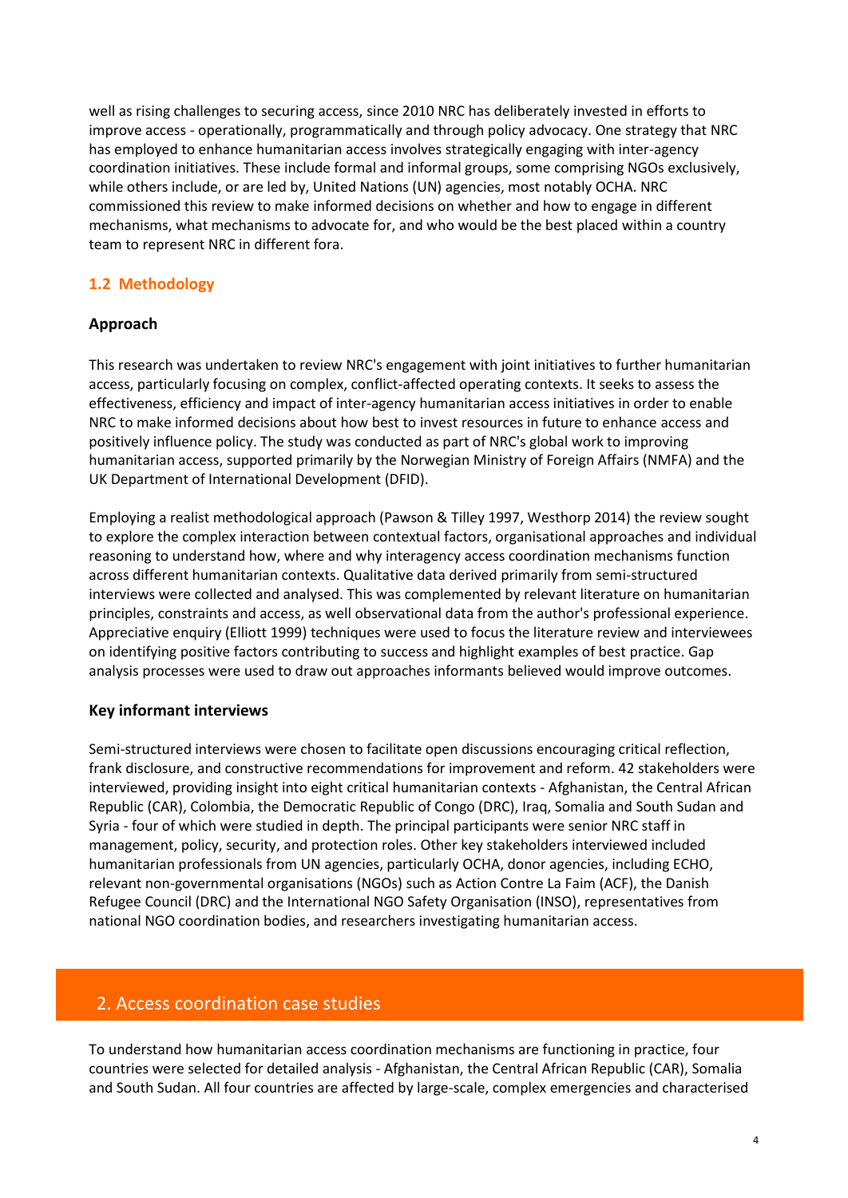well as rising challenges to securing access, since 2010 NRC has deliberately invested in efforts to improve access - operationally, programmatically and through policy advocacy. One strategy that NRC has employed to enhance humanitarian access involves strategically engaging with inter-agency coordination initiatives. These include formal and informal groups, some comprising NGOs exclusively, while others include, or are led by, United Nations (UN) agencies, most notably OCHA. NRC commissioned this review to make informed decisions on whether and how to engage in different mechanisms, what mechanisms to advocate for, and who would be the best placed within a country team to represent NRC in different fora.

### 1.2 Methodology

#### Approach

This research was undertaken to review NRC's engagement with joint initiatives to further humanitarian access, particularly focusing on complex, conflict-affected operating contexts. It seeks to assess the effectiveness, efficiency and impact of inter-agency humanitarian access initiatives in order to enable NRC to make informed decisions about how best to invest resources in future to enhance access and positively influence policy. The study was conducted as part of NRC's global work to improving humanitarian access, supported primarily by the Norwegian Ministry of Foreign Affairs (NMFA) and the UK Department of International Development (DFID).

Employing a realist methodological approach (Pawson & Tilley 1997, Westhorp 2014) the review sought to explore the complex interaction between contextual factors, organisational approaches and individual reasoning to understand how, where and why interagency access coordination mechanisms function across different humanitarian contexts. Qualitative data derived primarily from semi-structured interviews were collected and analysed. This was complemented by relevant literature on humanitarian principles, constraints and access, as well observational data from the author's professional experience. Appreciative enquiry (Elliott 1999) techniques were used to focus the literature review and interviewees on identifying positive factors contributing to success and highlight examples of best practice. Gap analysis processes were used to draw out approaches informants believed would improve outcomes.

#### Key informant interviews

Semi-structured interviews were chosen to facilitate open discussions encouraging critical reflection, frank disclosure, and constructive recommendations for improvement and reform. 42 stakeholders were interviewed, providing insight into eight critical humanitarian contexts - Afghanistan, the Central African Republic (CAR), Colombia, the Democratic Republic of Congo (DRC), Iraq, Somalia and South Sudan and Syria - four of which were studied in depth. The principal participants were senior NRC staff in management, policy, security, and protection roles. Other key stakeholders interviewed included humanitarian professionals from UN agencies, particularly OCHA, donor agencies, including ECHO, relevant non-governmental organisations (NGOs) such as Action Contre La Faim (ACF), the Danish Refugee Council (DRC) and the International NGO Safety Organisation (INSO), representatives from national NGO coordination bodies, and researchers investigating humanitarian access.

## 2. Access coordination case studies

To understand how humanitarian access coordination mechanisms are functioning in practice, four countries were selected for detailed analysis - Afghanistan, the Central African Republic (CAR), Somalia and South Sudan. All four countries are affected by large-scale, complex emergencies and characterised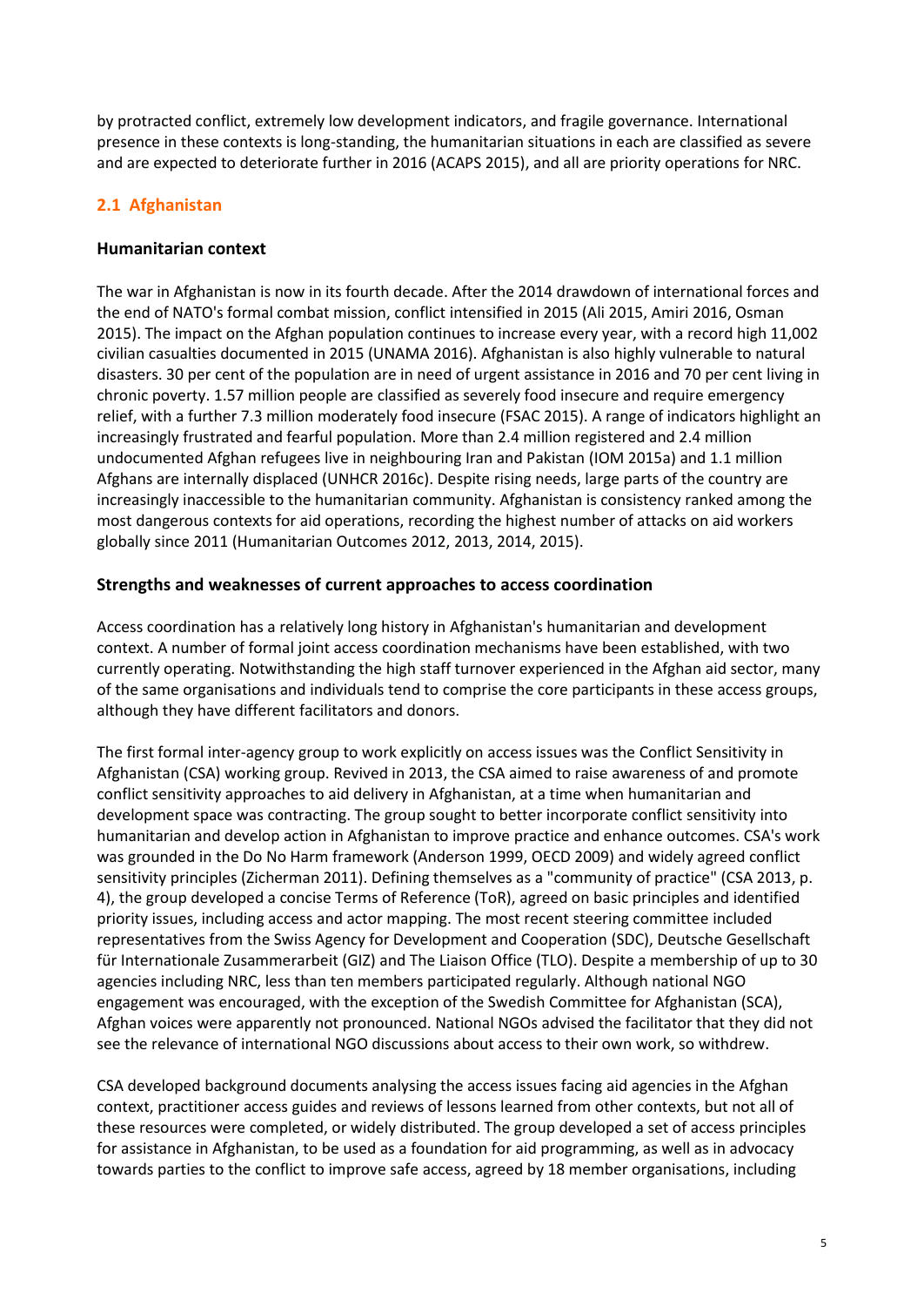by protracted conflict, extremely low development indicators, and fragile governance. International presence in these contexts is long-standing, the humanitarian situations in each are classified as severe and are expected to deteriorate further in 2016 (ACAPS 2015), and all are priority operations for NRC.

## 2.1 Afghanistan

### Humanitarian context

The war in Afghanistan is now in its fourth decade. After the 2014 drawdown of international forces and the end of NATO's formal combat mission, conflict intensified in 2015 (Ali 2015, Amiri 2016, Osman 2015). The impact on the Afghan population continues to increase every year, with a record high 11,002 civilian casualties documented in 2015 (UNAMA 2016). Afghanistan is also highly vulnerable to natural disasters. 30 per cent of the population are in need of urgent assistance in 2016 and 70 per cent living in chronic poverty. 1.57 million people are classified as severely food insecure and require emergency relief, with a further 7.3 million moderately food insecure (FSAC 2015). A range of indicators highlight an increasingly frustrated and fearful population. More than 2.4 million registered and 2.4 million undocumented Afghan refugees live in neighbouring Iran and Pakistan (IOM 2015a) and 1.1 million Afghans are internally displaced (UNHCR 2016c). Despite rising needs, large parts of the country are increasingly inaccessible to the humanitarian community. Afghanistan is consistency ranked among the most dangerous contexts for aid operations, recording the highest number of attacks on aid workers globally since 2011 (Humanitarian Outcomes 2012, 2013, 2014, 2015).

### Strengths and weaknesses of current approaches to access coordination

Access coordination has a relatively long history in Afghanistan's humanitarian and development context. A number of formal joint access coordination mechanisms have been established, with two currently operating. Notwithstanding the high staff turnover experienced in the Afghan aid sector, many of the same organisations and individuals tend to comprise the core participants in these access groups, although they have different facilitators and donors.

The first formal inter-agency group to work explicitly on access issues was the Conflict Sensitivity in Afghanistan (CSA) working group. Revived in 2013, the CSA aimed to raise awareness of and promote conflict sensitivity approaches to aid delivery in Afghanistan, at a time when humanitarian and development space was contracting. The group sought to better incorporate conflict sensitivity into humanitarian and develop action in Afghanistan to improve practice and enhance outcomes. CSA's work was grounded in the Do No Harm framework (Anderson 1999, OECD 2009) and widely agreed conflict sensitivity principles (Zicherman 2011). Defining themselves as a "community of practice" (CSA 2013, p. 4), the group developed a concise Terms of Reference (ToR), agreed on basic principles and identified priority issues, including access and actor mapping. The most recent steering committee included representatives from the Swiss Agency for Development and Cooperation (SDC), Deutsche Gesellschaft für Internationale Zusammerarbeit (GIZ) and The Liaison Office (TLO). Despite a membership of up to 30 agencies including NRC, less than ten members participated regularly. Although national NGO engagement was encouraged, with the exception of the Swedish Committee for Afghanistan (SCA), Afghan voices were apparently not pronounced. National NGOs advised the facilitator that they did not see the relevance of international NGO discussions about access to their own work, so withdrew.

CSA developed background documents analysing the access issues facing aid agencies in the Afghan context, practitioner access guides and reviews of lessons learned from other contexts, but not all of these resources were completed, or widely distributed. The group developed a set of access principles for assistance in Afghanistan, to be used as a foundation for aid programming, as well as in advocacy towards parties to the conflict to improve safe access, agreed by 18 member organisations, including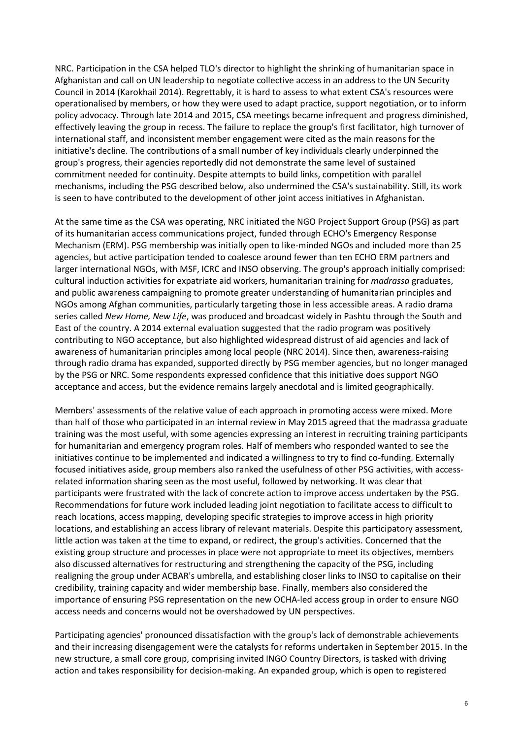NRC. Participation in the CSA helped TLO's director to highlight the shrinking of humanitarian space in Afghanistan and call on UN leadership to negotiate collective access in an address to the UN Security Council in 2014 (Karokhail 2014). Regrettably, it is hard to assess to what extent CSA's resources were operationalised by members, or how they were used to adapt practice, support negotiation, or to inform policy advocacy. Through late 2014 and 2015, CSA meetings became infrequent and progress diminished, effectively leaving the group in recess. The failure to replace the group's first facilitator, high turnover of international staff, and inconsistent member engagement were cited as the main reasons for the initiative's decline. The contributions of a small number of key individuals clearly underpinned the group's progress, their agencies reportedly did not demonstrate the same level of sustained commitment needed for continuity. Despite attempts to build links, competition with parallel mechanisms, including the PSG described below, also undermined the CSA's sustainability. Still, its work is seen to have contributed to the development of other joint access initiatives in Afghanistan.

At the same time as the CSA was operating, NRC initiated the NGO Project Support Group (PSG) as part of its humanitarian access communications project, funded through ECHO's Emergency Response Mechanism (ERM). PSG membership was initially open to like-minded NGOs and included more than 25 agencies, but active participation tended to coalesce around fewer than ten ECHO ERM partners and larger international NGOs, with MSF, ICRC and INSO observing. The group's approach initially comprised: cultural induction activities for expatriate aid workers, humanitarian training for *madrassa* graduates, and public awareness campaigning to promote greater understanding of humanitarian principles and NGOs among Afghan communities, particularly targeting those in less accessible areas. A radio drama series called *New Home, New Life*, was produced and broadcast widely in Pashtu through the South and East of the country. A 2014 external evaluation suggested that the radio program was positively contributing to NGO acceptance, but also highlighted widespread distrust of aid agencies and lack of awareness of humanitarian principles among local people (NRC 2014). Since then, awareness-raising through radio drama has expanded, supported directly by PSG member agencies, but no longer managed by the PSG or NRC. Some respondents expressed confidence that this initiative does support NGO acceptance and access, but the evidence remains largely anecdotal and is limited geographically.

Members' assessments of the relative value of each approach in promoting access were mixed. More than half of those who participated in an internal review in May 2015 agreed that the madrassa graduate training was the most useful, with some agencies expressing an interest in recruiting training participants for humanitarian and emergency program roles. Half of members who responded wanted to see the initiatives continue to be implemented and indicated a willingness to try to find co-funding. Externally focused initiatives aside, group members also ranked the usefulness of other PSG activities, with access-related information sharing seen as the most useful, followed by networking. It was clear that participants were frustrated with the lack of concrete action to improve access undertaken by the PSG. Recommendations for future work included leading joint negotiation to facilitate access to difficult to reach locations, access mapping, developing specific strategies to improve access in high priority locations, and establishing an access library of relevant materials. Despite this participatory assessment, little action was taken at the time to expand, or redirect, the group's activities. Concerned that the existing group structure and processes in place were not appropriate to meet its objectives, members also discussed alternatives for restructuring and strengthening the capacity of the PSG, including realigning the group under ACBAR's umbrella, and establishing closer links to INSO to capitalise on their credibility, training capacity and wider membership base. Finally, members also considered the importance of ensuring PSG representation on the new OCHA-led access group in order to ensure NGO access needs and concerns would not be overshadowed by UN perspectives.

Participating agencies' pronounced dissatisfaction with the group's lack of demonstrable achievements and their increasing disengagement were the catalysts for reforms undertaken in September 2015. In the new structure, a small core group, comprising invited INGO Country Directors, is tasked with driving action and takes responsibility for decision-making. An expanded group, which is open to registered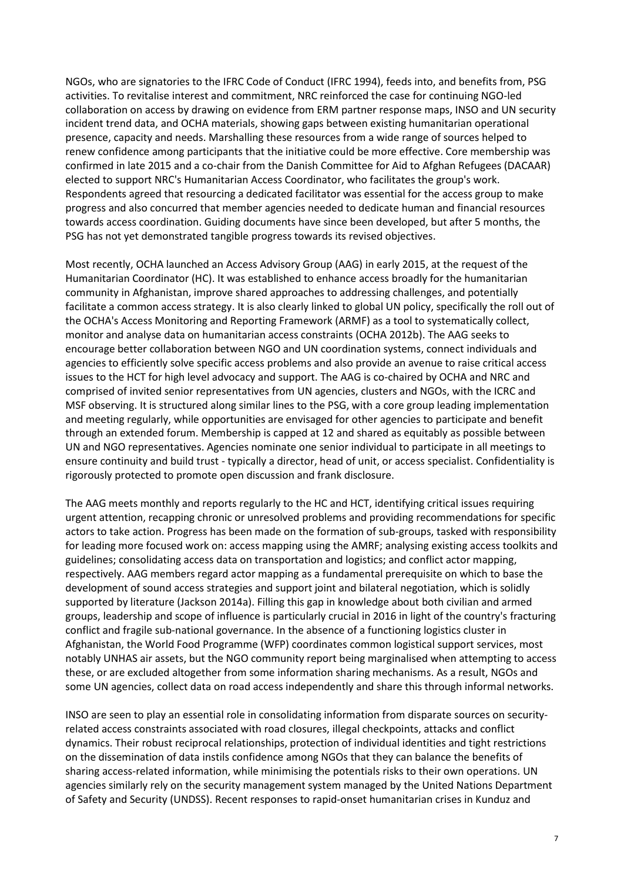NGOs, who are signatories to the IFRC Code of Conduct (IFRC 1994), feeds into, and benefits from, PSG activities. To revitalise interest and commitment, NRC reinforced the case for continuing NGO-led collaboration on access by drawing on evidence from ERM partner response maps, INSO and UN security incident trend data, and OCHA materials, showing gaps between existing humanitarian operational presence, capacity and needs. Marshalling these resources from a wide range of sources helped to renew confidence among participants that the initiative could be more effective. Core membership was confirmed in late 2015 and a co-chair from the Danish Committee for Aid to Afghan Refugees (DACAAR) elected to support NRC's Humanitarian Access Coordinator, who facilitates the group's work. Respondents agreed that resourcing a dedicated facilitator was essential for the access group to make progress and also concurred that member agencies needed to dedicate human and financial resources towards access coordination. Guiding documents have since been developed, but after 5 months, the PSG has not yet demonstrated tangible progress towards its revised objectives.

Most recently, OCHA launched an Access Advisory Group (AAG) in early 2015, at the request of the Humanitarian Coordinator (HC). It was established to enhance access broadly for the humanitarian community in Afghanistan, improve shared approaches to addressing challenges, and potentially facilitate a common access strategy. It is also clearly linked to global UN policy, specifically the roll out of the OCHA's Access Monitoring and Reporting Framework (ARMF) as a tool to systematically collect, monitor and analyse data on humanitarian access constraints (OCHA 2012b). The AAG seeks to encourage better collaboration between NGO and UN coordination systems, connect individuals and agencies to efficiently solve specific access problems and also provide an avenue to raise critical access issues to the HCT for high level advocacy and support. The AAG is co-chaired by OCHA and NRC and comprised of invited senior representatives from UN agencies, clusters and NGOs, with the ICRC and MSF observing. It is structured along similar lines to the PSG, with a core group leading implementation and meeting regularly, while opportunities are envisaged for other agencies to participate and benefit through an extended forum. Membership is capped at 12 and shared as equitably as possible between UN and NGO representatives. Agencies nominate one senior individual to participate in all meetings to ensure continuity and build trust - typically a director, head of unit, or access specialist. Confidentiality is rigorously protected to promote open discussion and frank disclosure.

The AAG meets monthly and reports regularly to the HC and HCT, identifying critical issues requiring urgent attention, recapping chronic or unresolved problems and providing recommendations for specific actors to take action. Progress has been made on the formation of sub-groups, tasked with responsibility for leading more focused work on: access mapping using the AMRF; analysing existing access toolkits and guidelines; consolidating access data on transportation and logistics; and conflict actor mapping, respectively. AAG members regard actor mapping as a fundamental prerequisite on which to base the development of sound access strategies and support joint and bilateral negotiation, which is solidly supported by literature (Jackson 2014a). Filling this gap in knowledge about both civilian and armed groups, leadership and scope of influence is particularly crucial in 2016 in light of the country's fracturing conflict and fragile sub-national governance. In the absence of a functioning logistics cluster in Afghanistan, the World Food Programme (WFP) coordinates common logistical support services, most notably UNHAS air assets, but the NGO community report being marginalised when attempting to access these, or are excluded altogether from some information sharing mechanisms. As a result, NGOs and some UN agencies, collect data on road access independently and share this through informal networks.

INSO are seen to play an essential role in consolidating information from disparate sources on security-related access constraints associated with road closures, illegal checkpoints, attacks and conflict dynamics. Their robust reciprocal relationships, protection of individual identities and tight restrictions on the dissemination of data instils confidence among NGOs that they can balance the benefits of sharing access-related information, while minimising the potentials risks to their own operations. UN agencies similarly rely on the security management system managed by the United Nations Department of Safety and Security (UNDSS). Recent responses to rapid-onset humanitarian crises in Kunduz and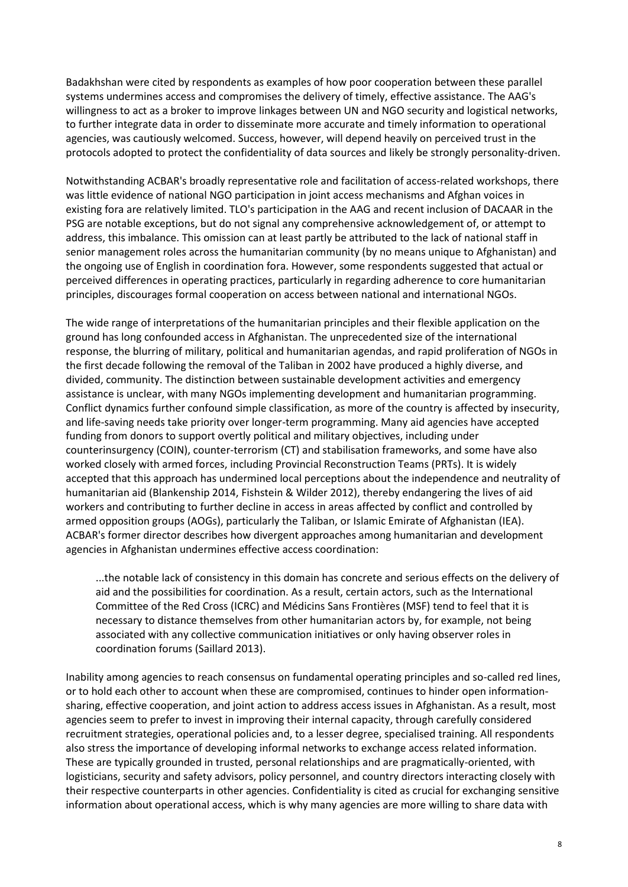Badakhshan were cited by respondents as examples of how poor cooperation between these parallel systems undermines access and compromises the delivery of timely, effective assistance. The AAG's willingness to act as a broker to improve linkages between UN and NGO security and logistical networks, to further integrate data in order to disseminate more accurate and timely information to operational agencies, was cautiously welcomed. Success, however, will depend heavily on perceived trust in the protocols adopted to protect the confidentiality of data sources and likely be strongly personality-driven.

Notwithstanding ACBAR's broadly representative role and facilitation of access-related workshops, there was little evidence of national NGO participation in joint access mechanisms and Afghan voices in existing fora are relatively limited. TLO's participation in the AAG and recent inclusion of DACAAR in the PSG are notable exceptions, but do not signal any comprehensive acknowledgement of, or attempt to address, this imbalance. This omission can at least partly be attributed to the lack of national staff in senior management roles across the humanitarian community (by no means unique to Afghanistan) and the ongoing use of English in coordination fora. However, some respondents suggested that actual or perceived differences in operating practices, particularly in regarding adherence to core humanitarian principles, discourages formal cooperation on access between national and international NGOs.

The wide range of interpretations of the humanitarian principles and their flexible application on the ground has long confounded access in Afghanistan. The unprecedented size of the international response, the blurring of military, political and humanitarian agendas, and rapid proliferation of NGOs in the first decade following the removal of the Taliban in 2002 have produced a highly diverse, and divided, community. The distinction between sustainable development activities and emergency assistance is unclear, with many NGOs implementing development and humanitarian programming. Conflict dynamics further confound simple classification, as more of the country is affected by insecurity, and life-saving needs take priority over longer-term programming. Many aid agencies have accepted funding from donors to support overtly political and military objectives, including under counterinsurgency (COIN), counter-terrorism (CT) and stabilisation frameworks, and some have also worked closely with armed forces, including Provincial Reconstruction Teams (PRTs). It is widely accepted that this approach has undermined local perceptions about the independence and neutrality of humanitarian aid (Blankenship 2014, Fishstein & Wilder 2012), thereby endangering the lives of aid workers and contributing to further decline in access in areas affected by conflict and controlled by armed opposition groups (AOGs), particularly the Taliban, or Islamic Emirate of Afghanistan (IEA). ACBAR's former director describes how divergent approaches among humanitarian and development agencies in Afghanistan undermines effective access coordination:

> ...the notable lack of consistency in this domain has concrete and serious effects on the delivery of aid and the possibilities for coordination. As a result, certain actors, such as the International Committee of the Red Cross (ICRC) and Médicins Sans Frontières (MSF) tend to feel that it is necessary to distance themselves from other humanitarian actors by, for example, not being associated with any collective communication initiatives or only having observer roles in coordination forums (Saillard 2013).

Inability among agencies to reach consensus on fundamental operating principles and so-called red lines, or to hold each other to account when these are compromised, continues to hinder open information-sharing, effective cooperation, and joint action to address access issues in Afghanistan. As a result, most agencies seem to prefer to invest in improving their internal capacity, through carefully considered recruitment strategies, operational policies and, to a lesser degree, specialised training. All respondents also stress the importance of developing informal networks to exchange access related information. These are typically grounded in trusted, personal relationships and are pragmatically-oriented, with logisticians, security and safety advisors, policy personnel, and country directors interacting closely with their respective counterparts in other agencies. Confidentiality is cited as crucial for exchanging sensitive information about operational access, which is why many agencies are more willing to share data with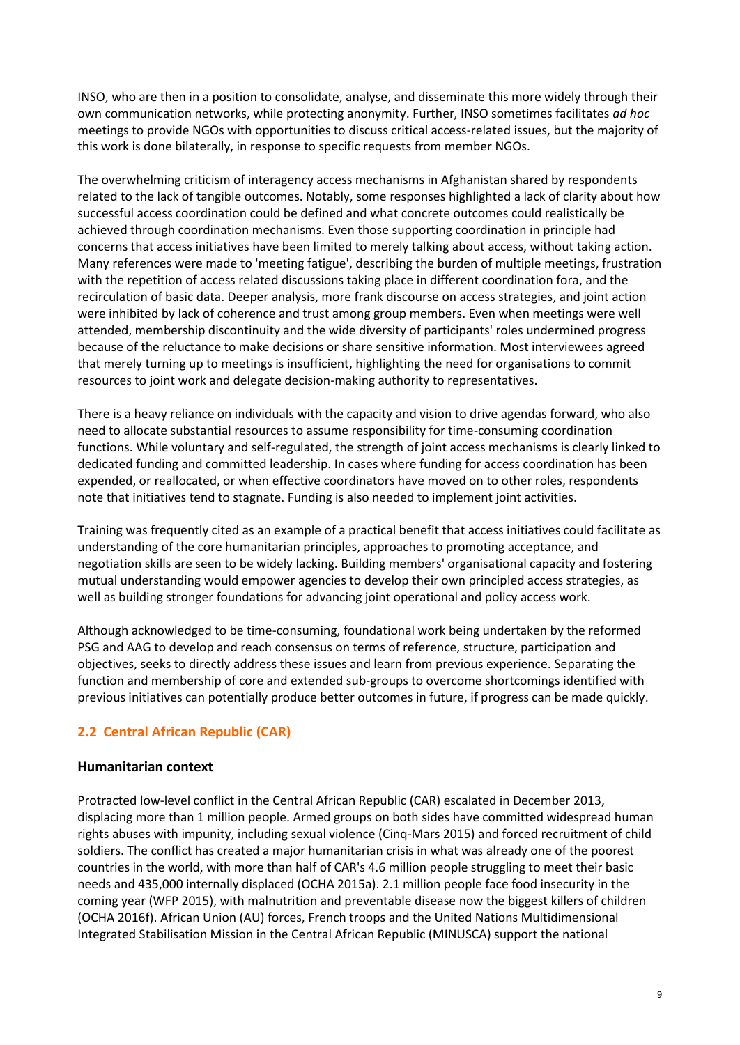INSO, who are then in a position to consolidate, analyse, and disseminate this more widely through their own communication networks, while protecting anonymity. Further, INSO sometimes facilitates *ad hoc* meetings to provide NGOs with opportunities to discuss critical access-related issues, but the majority of this work is done bilaterally, in response to specific requests from member NGOs.

The overwhelming criticism of interagency access mechanisms in Afghanistan shared by respondents related to the lack of tangible outcomes. Notably, some responses highlighted a lack of clarity about how successful access coordination could be defined and what concrete outcomes could realistically be achieved through coordination mechanisms. Even those supporting coordination in principle had concerns that access initiatives have been limited to merely talking about access, without taking action. Many references were made to 'meeting fatigue', describing the burden of multiple meetings, frustration with the repetition of access related discussions taking place in different coordination fora, and the recirculation of basic data. Deeper analysis, more frank discourse on access strategies, and joint action were inhibited by lack of coherence and trust among group members. Even when meetings were well attended, membership discontinuity and the wide diversity of participants' roles undermined progress because of the reluctance to make decisions or share sensitive information. Most interviewees agreed that merely turning up to meetings is insufficient, highlighting the need for organisations to commit resources to joint work and delegate decision-making authority to representatives.

There is a heavy reliance on individuals with the capacity and vision to drive agendas forward, who also need to allocate substantial resources to assume responsibility for time-consuming coordination functions. While voluntary and self-regulated, the strength of joint access mechanisms is clearly linked to dedicated funding and committed leadership. In cases where funding for access coordination has been expended, or reallocated, or when effective coordinators have moved on to other roles, respondents note that initiatives tend to stagnate. Funding is also needed to implement joint activities.

Training was frequently cited as an example of a practical benefit that access initiatives could facilitate as understanding of the core humanitarian principles, approaches to promoting acceptance, and negotiation skills are seen to be widely lacking. Building members' organisational capacity and fostering mutual understanding would empower agencies to develop their own principled access strategies, as well as building stronger foundations for advancing joint operational and policy access work.

Although acknowledged to be time-consuming, foundational work being undertaken by the reformed PSG and AAG to develop and reach consensus on terms of reference, structure, participation and objectives, seeks to directly address these issues and learn from previous experience. Separating the function and membership of core and extended sub-groups to overcome shortcomings identified with previous initiatives can potentially produce better outcomes in future, if progress can be made quickly.

## 2.2 Central African Republic (CAR)

### Humanitarian context

Protracted low-level conflict in the Central African Republic (CAR) escalated in December 2013, displacing more than 1 million people. Armed groups on both sides have committed widespread human rights abuses with impunity, including sexual violence (Cinq-Mars 2015) and forced recruitment of child soldiers. The conflict has created a major humanitarian crisis in what was already one of the poorest countries in the world, with more than half of CAR's 4.6 million people struggling to meet their basic needs and 435,000 internally displaced (OCHA 2015a). 2.1 million people face food insecurity in the coming year (WFP 2015), with malnutrition and preventable disease now the biggest killers of children (OCHA 2016f). African Union (AU) forces, French troops and the United Nations Multidimensional Integrated Stabilisation Mission in the Central African Republic (MINUSCA) support the national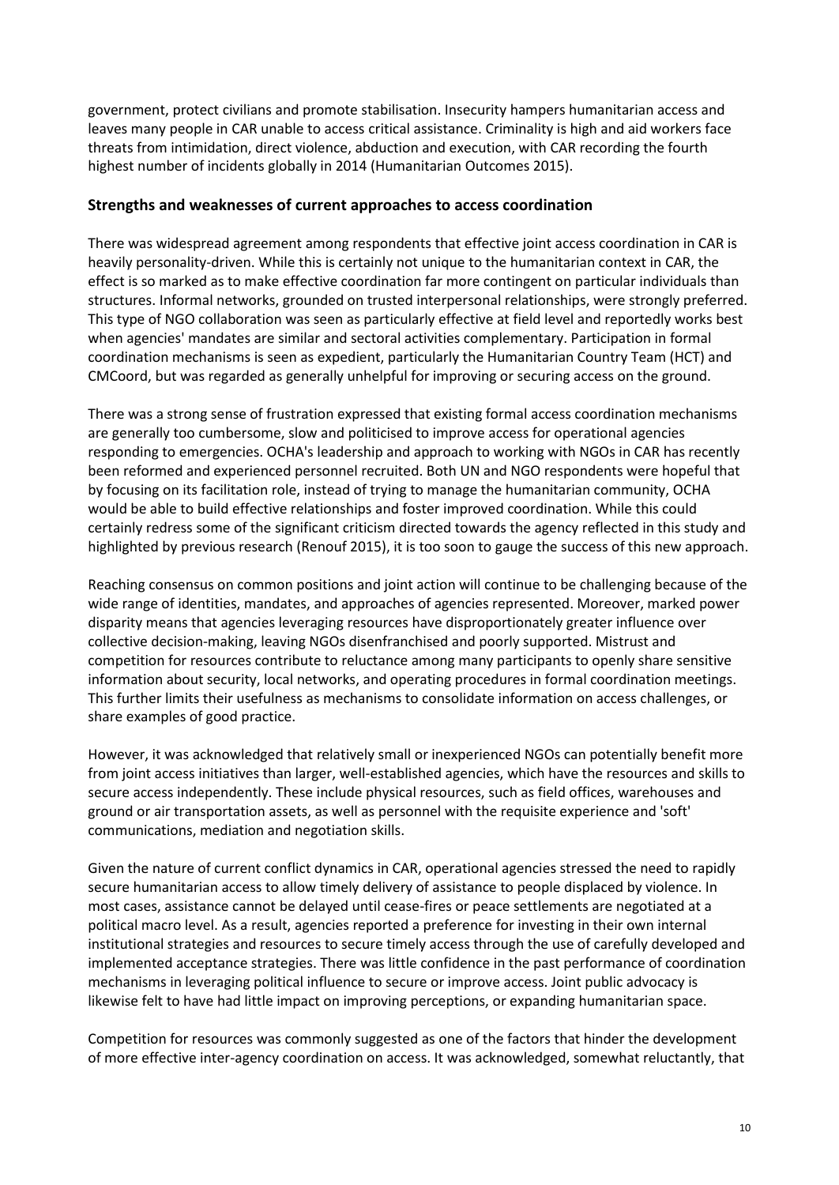government, protect civilians and promote stabilisation. Insecurity hampers humanitarian access and leaves many people in CAR unable to access critical assistance. Criminality is high and aid workers face threats from intimidation, direct violence, abduction and execution, with CAR recording the fourth highest number of incidents globally in 2014 (Humanitarian Outcomes 2015).

## Strengths and weaknesses of current approaches to access coordination

There was widespread agreement among respondents that effective joint access coordination in CAR is heavily personality-driven. While this is certainly not unique to the humanitarian context in CAR, the effect is so marked as to make effective coordination far more contingent on particular individuals than structures. Informal networks, grounded on trusted interpersonal relationships, were strongly preferred. This type of NGO collaboration was seen as particularly effective at field level and reportedly works best when agencies' mandates are similar and sectoral activities complementary. Participation in formal coordination mechanisms is seen as expedient, particularly the Humanitarian Country Team (HCT) and CMCoord, but was regarded as generally unhelpful for improving or securing access on the ground.

There was a strong sense of frustration expressed that existing formal access coordination mechanisms are generally too cumbersome, slow and politicised to improve access for operational agencies responding to emergencies. OCHA's leadership and approach to working with NGOs in CAR has recently been reformed and experienced personnel recruited. Both UN and NGO respondents were hopeful that by focusing on its facilitation role, instead of trying to manage the humanitarian community, OCHA would be able to build effective relationships and foster improved coordination. While this could certainly redress some of the significant criticism directed towards the agency reflected in this study and highlighted by previous research (Renouf 2015), it is too soon to gauge the success of this new approach.

Reaching consensus on common positions and joint action will continue to be challenging because of the wide range of identities, mandates, and approaches of agencies represented. Moreover, marked power disparity means that agencies leveraging resources have disproportionately greater influence over collective decision-making, leaving NGOs disenfranchised and poorly supported. Mistrust and competition for resources contribute to reluctance among many participants to openly share sensitive information about security, local networks, and operating procedures in formal coordination meetings. This further limits their usefulness as mechanisms to consolidate information on access challenges, or share examples of good practice.

However, it was acknowledged that relatively small or inexperienced NGOs can potentially benefit more from joint access initiatives than larger, well-established agencies, which have the resources and skills to secure access independently. These include physical resources, such as field offices, warehouses and ground or air transportation assets, as well as personnel with the requisite experience and 'soft' communications, mediation and negotiation skills.

Given the nature of current conflict dynamics in CAR, operational agencies stressed the need to rapidly secure humanitarian access to allow timely delivery of assistance to people displaced by violence. In most cases, assistance cannot be delayed until cease-fires or peace settlements are negotiated at a political macro level. As a result, agencies reported a preference for investing in their own internal institutional strategies and resources to secure timely access through the use of carefully developed and implemented acceptance strategies. There was little confidence in the past performance of coordination mechanisms in leveraging political influence to secure or improve access. Joint public advocacy is likewise felt to have had little impact on improving perceptions, or expanding humanitarian space.

Competition for resources was commonly suggested as one of the factors that hinder the development of more effective inter-agency coordination on access. It was acknowledged, somewhat reluctantly, that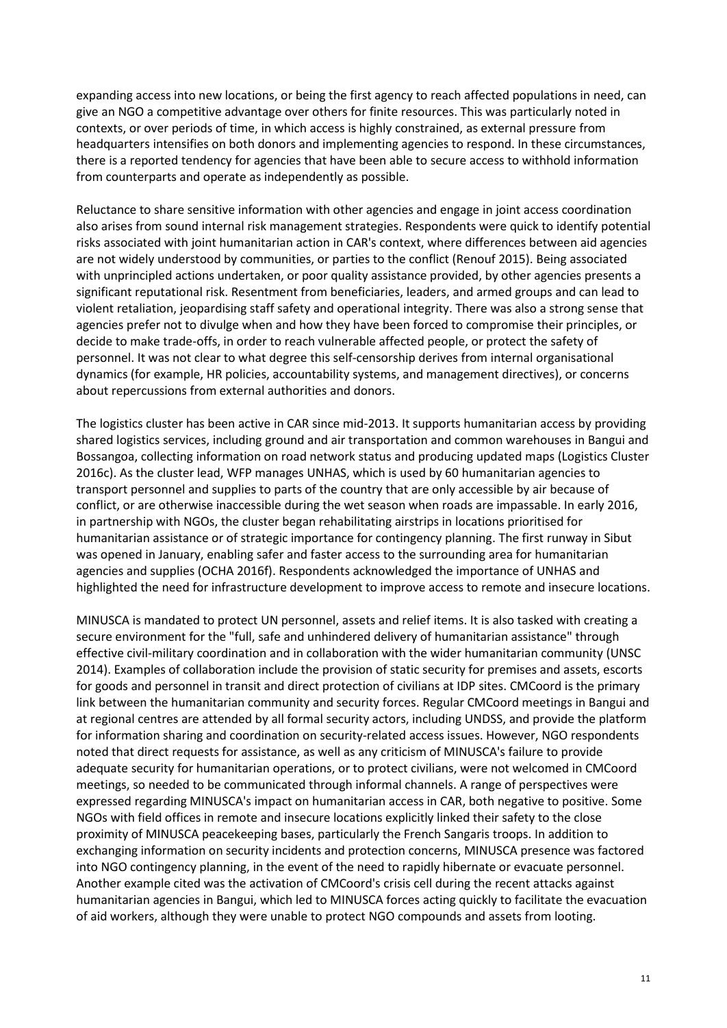expanding access into new locations, or being the first agency to reach affected populations in need, can give an NGO a competitive advantage over others for finite resources. This was particularly noted in contexts, or over periods of time, in which access is highly constrained, as external pressure from headquarters intensifies on both donors and implementing agencies to respond. In these circumstances, there is a reported tendency for agencies that have been able to secure access to withhold information from counterparts and operate as independently as possible.

Reluctance to share sensitive information with other agencies and engage in joint access coordination also arises from sound internal risk management strategies. Respondents were quick to identify potential risks associated with joint humanitarian action in CAR's context, where differences between aid agencies are not widely understood by communities, or parties to the conflict (Renouf 2015). Being associated with unprincipled actions undertaken, or poor quality assistance provided, by other agencies presents a significant reputational risk. Resentment from beneficiaries, leaders, and armed groups and can lead to violent retaliation, jeopardising staff safety and operational integrity. There was also a strong sense that agencies prefer not to divulge when and how they have been forced to compromise their principles, or decide to make trade-offs, in order to reach vulnerable affected people, or protect the safety of personnel. It was not clear to what degree this self-censorship derives from internal organisational dynamics (for example, HR policies, accountability systems, and management directives), or concerns about repercussions from external authorities and donors.

The logistics cluster has been active in CAR since mid-2013. It supports humanitarian access by providing shared logistics services, including ground and air transportation and common warehouses in Bangui and Bossangoa, collecting information on road network status and producing updated maps (Logistics Cluster 2016c). As the cluster lead, WFP manages UNHAS, which is used by 60 humanitarian agencies to transport personnel and supplies to parts of the country that are only accessible by air because of conflict, or are otherwise inaccessible during the wet season when roads are impassable. In early 2016, in partnership with NGOs, the cluster began rehabilitating airstrips in locations prioritised for humanitarian assistance or of strategic importance for contingency planning. The first runway in Sibut was opened in January, enabling safer and faster access to the surrounding area for humanitarian agencies and supplies (OCHA 2016f). Respondents acknowledged the importance of UNHAS and highlighted the need for infrastructure development to improve access to remote and insecure locations.

MINUSCA is mandated to protect UN personnel, assets and relief items. It is also tasked with creating a secure environment for the "full, safe and unhindered delivery of humanitarian assistance" through effective civil-military coordination and in collaboration with the wider humanitarian community (UNSC 2014). Examples of collaboration include the provision of static security for premises and assets, escorts for goods and personnel in transit and direct protection of civilians at IDP sites. CMCoord is the primary link between the humanitarian community and security forces. Regular CMCoord meetings in Bangui and at regional centres are attended by all formal security actors, including UNDSS, and provide the platform for information sharing and coordination on security-related access issues. However, NGO respondents noted that direct requests for assistance, as well as any criticism of MINUSCA's failure to provide adequate security for humanitarian operations, or to protect civilians, were not welcomed in CMCoord meetings, so needed to be communicated through informal channels. A range of perspectives were expressed regarding MINUSCA's impact on humanitarian access in CAR, both negative to positive. Some NGOs with field offices in remote and insecure locations explicitly linked their safety to the close proximity of MINUSCA peacekeeping bases, particularly the French Sangaris troops. In addition to exchanging information on security incidents and protection concerns, MINUSCA presence was factored into NGO contingency planning, in the event of the need to rapidly hibernate or evacuate personnel. Another example cited was the activation of CMCoord's crisis cell during the recent attacks against humanitarian agencies in Bangui, which led to MINUSCA forces acting quickly to facilitate the evacuation of aid workers, although they were unable to protect NGO compounds and assets from looting.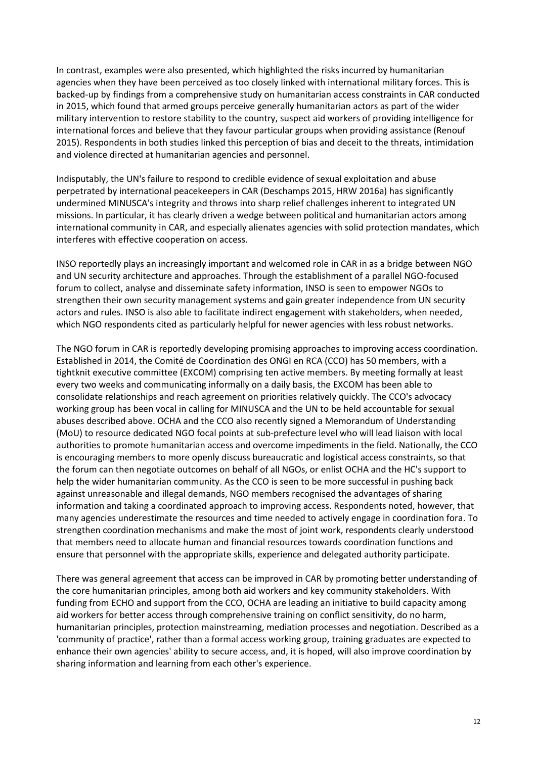In contrast, examples were also presented, which highlighted the risks incurred by humanitarian agencies when they have been perceived as too closely linked with international military forces. This is backed-up by findings from a comprehensive study on humanitarian access constraints in CAR conducted in 2015, which found that armed groups perceive generally humanitarian actors as part of the wider military intervention to restore stability to the country, suspect aid workers of providing intelligence for international forces and believe that they favour particular groups when providing assistance (Renouf 2015). Respondents in both studies linked this perception of bias and deceit to the threats, intimidation and violence directed at humanitarian agencies and personnel.

Indisputably, the UN's failure to respond to credible evidence of sexual exploitation and abuse perpetrated by international peacekeepers in CAR (Deschamps 2015, HRW 2016a) has significantly undermined MINUSCA's integrity and throws into sharp relief challenges inherent to integrated UN missions. In particular, it has clearly driven a wedge between political and humanitarian actors among international community in CAR, and especially alienates agencies with solid protection mandates, which interferes with effective cooperation on access.

INSO reportedly plays an increasingly important and welcomed role in CAR in as a bridge between NGO and UN security architecture and approaches. Through the establishment of a parallel NGO-focused forum to collect, analyse and disseminate safety information, INSO is seen to empower NGOs to strengthen their own security management systems and gain greater independence from UN security actors and rules. INSO is also able to facilitate indirect engagement with stakeholders, when needed, which NGO respondents cited as particularly helpful for newer agencies with less robust networks.

The NGO forum in CAR is reportedly developing promising approaches to improving access coordination. Established in 2014, the Comité de Coordination des ONGI en RCA (CCO) has 50 members, with a tightknit executive committee (EXCOM) comprising ten active members. By meeting formally at least every two weeks and communicating informally on a daily basis, the EXCOM has been able to consolidate relationships and reach agreement on priorities relatively quickly. The CCO's advocacy working group has been vocal in calling for MINUSCA and the UN to be held accountable for sexual abuses described above. OCHA and the CCO also recently signed a Memorandum of Understanding (MoU) to resource dedicated NGO focal points at sub-prefecture level who will lead liaison with local authorities to promote humanitarian access and overcome impediments in the field. Nationally, the CCO is encouraging members to more openly discuss bureaucratic and logistical access constraints, so that the forum can then negotiate outcomes on behalf of all NGOs, or enlist OCHA and the HC's support to help the wider humanitarian community. As the CCO is seen to be more successful in pushing back against unreasonable and illegal demands, NGO members recognised the advantages of sharing information and taking a coordinated approach to improving access. Respondents noted, however, that many agencies underestimate the resources and time needed to actively engage in coordination fora. To strengthen coordination mechanisms and make the most of joint work, respondents clearly understood that members need to allocate human and financial resources towards coordination functions and ensure that personnel with the appropriate skills, experience and delegated authority participate.

There was general agreement that access can be improved in CAR by promoting better understanding of the core humanitarian principles, among both aid workers and key community stakeholders. With funding from ECHO and support from the CCO, OCHA are leading an initiative to build capacity among aid workers for better access through comprehensive training on conflict sensitivity, do no harm, humanitarian principles, protection mainstreaming, mediation processes and negotiation. Described as a 'community of practice', rather than a formal access working group, training graduates are expected to enhance their own agencies' ability to secure access, and, it is hoped, will also improve coordination by sharing information and learning from each other's experience.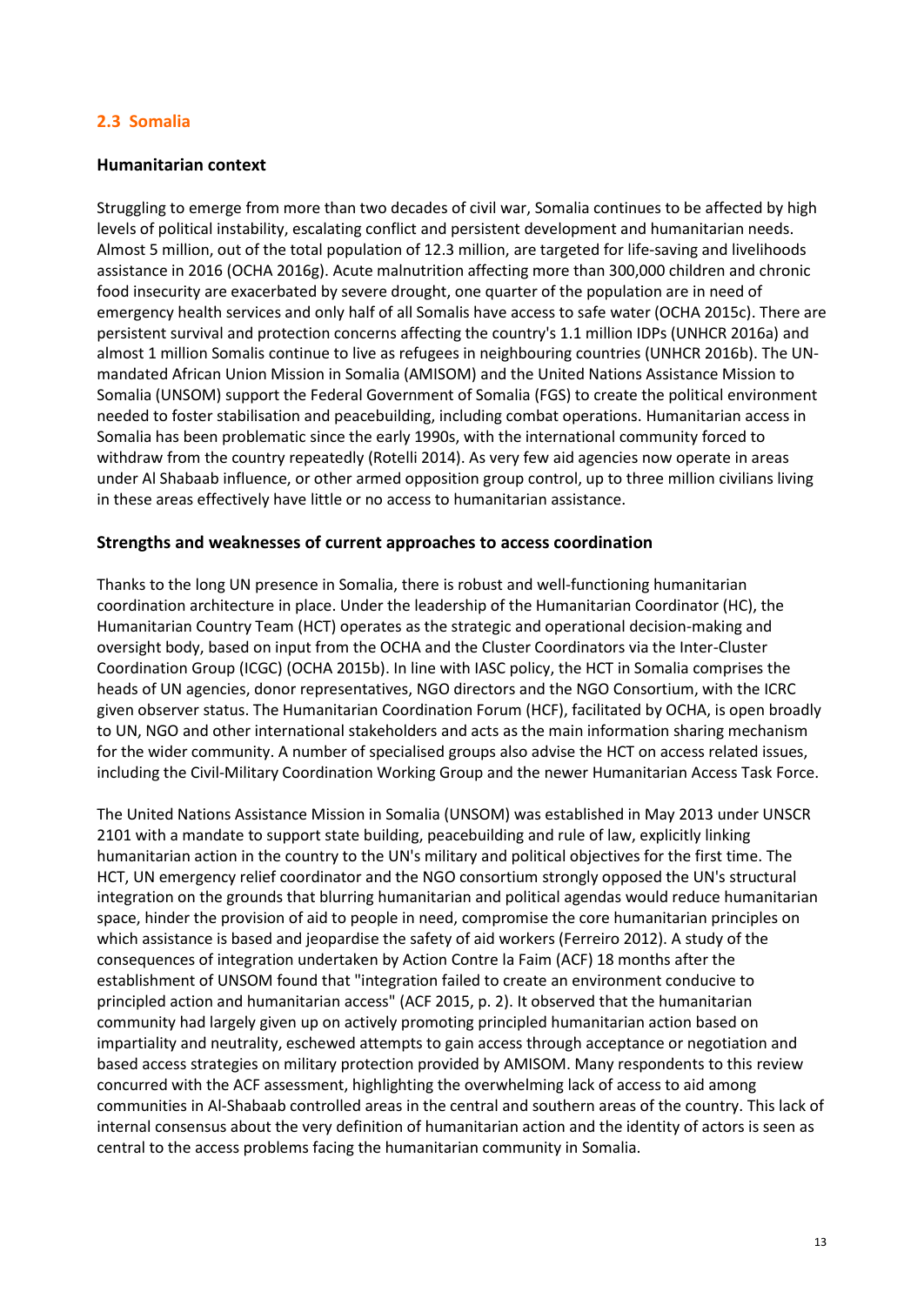## 2.3 Somalia

### Humanitarian context

Struggling to emerge from more than two decades of civil war, Somalia continues to be affected by high levels of political instability, escalating conflict and persistent development and humanitarian needs. Almost 5 million, out of the total population of 12.3 million, are targeted for life-saving and livelihoods assistance in 2016 (OCHA 2016g). Acute malnutrition affecting more than 300,000 children and chronic food insecurity are exacerbated by severe drought, one quarter of the population are in need of emergency health services and only half of all Somalis have access to safe water (OCHA 2015c). There are persistent survival and protection concerns affecting the country's 1.1 million IDPs (UNHCR 2016a) and almost 1 million Somalis continue to live as refugees in neighbouring countries (UNHCR 2016b). The UN-mandated African Union Mission in Somalia (AMISOM) and the United Nations Assistance Mission to Somalia (UNSOM) support the Federal Government of Somalia (FGS) to create the political environment needed to foster stabilisation and peacebuilding, including combat operations. Humanitarian access in Somalia has been problematic since the early 1990s, with the international community forced to withdraw from the country repeatedly (Rotelli 2014). As very few aid agencies now operate in areas under Al Shabaab influence, or other armed opposition group control, up to three million civilians living in these areas effectively have little or no access to humanitarian assistance.

### Strengths and weaknesses of current approaches to access coordination

Thanks to the long UN presence in Somalia, there is robust and well-functioning humanitarian coordination architecture in place. Under the leadership of the Humanitarian Coordinator (HC), the Humanitarian Country Team (HCT) operates as the strategic and operational decision-making and oversight body, based on input from the OCHA and the Cluster Coordinators via the Inter-Cluster Coordination Group (ICGC) (OCHA 2015b). In line with IASC policy, the HCT in Somalia comprises the heads of UN agencies, donor representatives, NGO directors and the NGO Consortium, with the ICRC given observer status. The Humanitarian Coordination Forum (HCF), facilitated by OCHA, is open broadly to UN, NGO and other international stakeholders and acts as the main information sharing mechanism for the wider community. A number of specialised groups also advise the HCT on access related issues, including the Civil-Military Coordination Working Group and the newer Humanitarian Access Task Force.

The United Nations Assistance Mission in Somalia (UNSOM) was established in May 2013 under UNSCR 2101 with a mandate to support state building, peacebuilding and rule of law, explicitly linking humanitarian action in the country to the UN's military and political objectives for the first time. The HCT, UN emergency relief coordinator and the NGO consortium strongly opposed the UN's structural integration on the grounds that blurring humanitarian and political agendas would reduce humanitarian space, hinder the provision of aid to people in need, compromise the core humanitarian principles on which assistance is based and jeopardise the safety of aid workers (Ferreiro 2012). A study of the consequences of integration undertaken by Action Contre la Faim (ACF) 18 months after the establishment of UNSOM found that "integration failed to create an environment conducive to principled action and humanitarian access" (ACF 2015, p. 2). It observed that the humanitarian community had largely given up on actively promoting principled humanitarian action based on impartiality and neutrality, eschewed attempts to gain access through acceptance or negotiation and based access strategies on military protection provided by AMISOM. Many respondents to this review concurred with the ACF assessment, highlighting the overwhelming lack of access to aid among communities in Al-Shabaab controlled areas in the central and southern areas of the country. This lack of internal consensus about the very definition of humanitarian action and the identity of actors is seen as central to the access problems facing the humanitarian community in Somalia.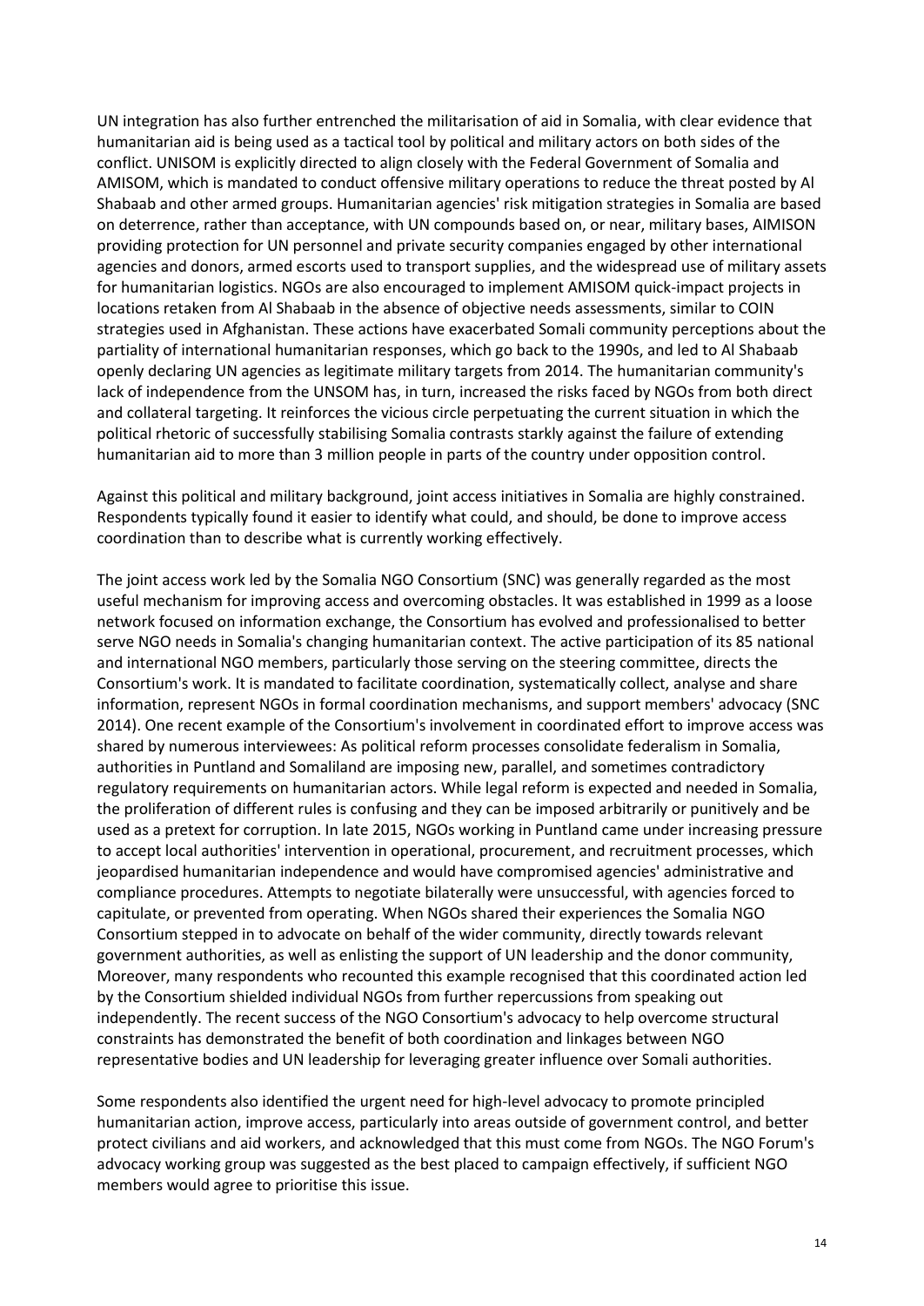UN integration has also further entrenched the militarisation of aid in Somalia, with clear evidence that humanitarian aid is being used as a tactical tool by political and military actors on both sides of the conflict. UNISOM is explicitly directed to align closely with the Federal Government of Somalia and AMISOM, which is mandated to conduct offensive military operations to reduce the threat posted by Al Shabaab and other armed groups. Humanitarian agencies' risk mitigation strategies in Somalia are based on deterrence, rather than acceptance, with UN compounds based on, or near, military bases, AIMISON providing protection for UN personnel and private security companies engaged by other international agencies and donors, armed escorts used to transport supplies, and the widespread use of military assets for humanitarian logistics. NGOs are also encouraged to implement AMISOM quick-impact projects in locations retaken from Al Shabaab in the absence of objective needs assessments, similar to COIN strategies used in Afghanistan. These actions have exacerbated Somali community perceptions about the partiality of international humanitarian responses, which go back to the 1990s, and led to Al Shabaab openly declaring UN agencies as legitimate military targets from 2014. The humanitarian community's lack of independence from the UNSOM has, in turn, increased the risks faced by NGOs from both direct and collateral targeting. It reinforces the vicious circle perpetuating the current situation in which the political rhetoric of successfully stabilising Somalia contrasts starkly against the failure of extending humanitarian aid to more than 3 million people in parts of the country under opposition control.

Against this political and military background, joint access initiatives in Somalia are highly constrained. Respondents typically found it easier to identify what could, and should, be done to improve access coordination than to describe what is currently working effectively.

The joint access work led by the Somalia NGO Consortium (SNC) was generally regarded as the most useful mechanism for improving access and overcoming obstacles. It was established in 1999 as a loose network focused on information exchange, the Consortium has evolved and professionalised to better serve NGO needs in Somalia's changing humanitarian context. The active participation of its 85 national and international NGO members, particularly those serving on the steering committee, directs the Consortium's work. It is mandated to facilitate coordination, systematically collect, analyse and share information, represent NGOs in formal coordination mechanisms, and support members' advocacy (SNC 2014). One recent example of the Consortium's involvement in coordinated effort to improve access was shared by numerous interviewees: As political reform processes consolidate federalism in Somalia, authorities in Puntland and Somaliland are imposing new, parallel, and sometimes contradictory regulatory requirements on humanitarian actors. While legal reform is expected and needed in Somalia, the proliferation of different rules is confusing and they can be imposed arbitrarily or punitively and be used as a pretext for corruption. In late 2015, NGOs working in Puntland came under increasing pressure to accept local authorities' intervention in operational, procurement, and recruitment processes, which jeopardised humanitarian independence and would have compromised agencies' administrative and compliance procedures. Attempts to negotiate bilaterally were unsuccessful, with agencies forced to capitulate, or prevented from operating. When NGOs shared their experiences the Somalia NGO Consortium stepped in to advocate on behalf of the wider community, directly towards relevant government authorities, as well as enlisting the support of UN leadership and the donor community, Moreover, many respondents who recounted this example recognised that this coordinated action led by the Consortium shielded individual NGOs from further repercussions from speaking out independently. The recent success of the NGO Consortium's advocacy to help overcome structural constraints has demonstrated the benefit of both coordination and linkages between NGO representative bodies and UN leadership for leveraging greater influence over Somali authorities.

Some respondents also identified the urgent need for high-level advocacy to promote principled humanitarian action, improve access, particularly into areas outside of government control, and better protect civilians and aid workers, and acknowledged that this must come from NGOs. The NGO Forum's advocacy working group was suggested as the best placed to campaign effectively, if sufficient NGO members would agree to prioritise this issue.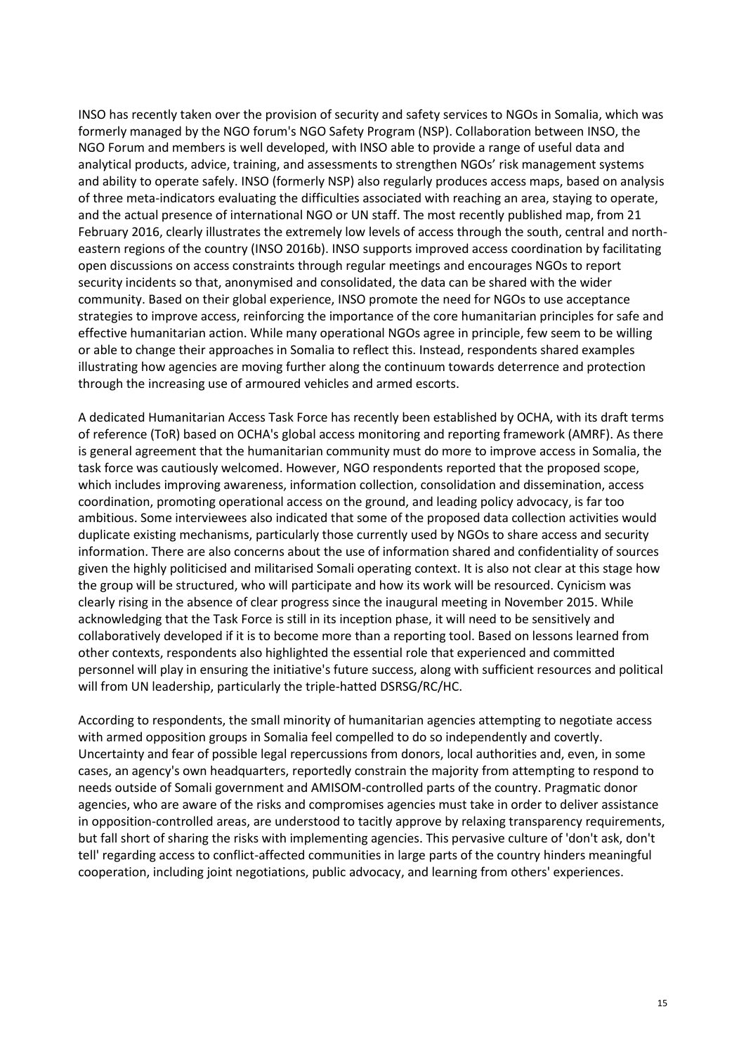INSO has recently taken over the provision of security and safety services to NGOs in Somalia, which was formerly managed by the NGO forum's NGO Safety Program (NSP). Collaboration between INSO, the NGO Forum and members is well developed, with INSO able to provide a range of useful data and analytical products, advice, training, and assessments to strengthen NGOs' risk management systems and ability to operate safely. INSO (formerly NSP) also regularly produces access maps, based on analysis of three meta-indicators evaluating the difficulties associated with reaching an area, staying to operate, and the actual presence of international NGO or UN staff. The most recently published map, from 21 February 2016, clearly illustrates the extremely low levels of access through the south, central and north-eastern regions of the country (INSO 2016b). INSO supports improved access coordination by facilitating open discussions on access constraints through regular meetings and encourages NGOs to report security incidents so that, anonymised and consolidated, the data can be shared with the wider community. Based on their global experience, INSO promote the need for NGOs to use acceptance strategies to improve access, reinforcing the importance of the core humanitarian principles for safe and effective humanitarian action. While many operational NGOs agree in principle, few seem to be willing or able to change their approaches in Somalia to reflect this. Instead, respondents shared examples illustrating how agencies are moving further along the continuum towards deterrence and protection through the increasing use of armoured vehicles and armed escorts.

A dedicated Humanitarian Access Task Force has recently been established by OCHA, with its draft terms of reference (ToR) based on OCHA's global access monitoring and reporting framework (AMRF). As there is general agreement that the humanitarian community must do more to improve access in Somalia, the task force was cautiously welcomed. However, NGO respondents reported that the proposed scope, which includes improving awareness, information collection, consolidation and dissemination, access coordination, promoting operational access on the ground, and leading policy advocacy, is far too ambitious. Some interviewees also indicated that some of the proposed data collection activities would duplicate existing mechanisms, particularly those currently used by NGOs to share access and security information. There are also concerns about the use of information shared and confidentiality of sources given the highly politicised and militarised Somali operating context. It is also not clear at this stage how the group will be structured, who will participate and how its work will be resourced. Cynicism was clearly rising in the absence of clear progress since the inaugural meeting in November 2015. While acknowledging that the Task Force is still in its inception phase, it will need to be sensitively and collaboratively developed if it is to become more than a reporting tool. Based on lessons learned from other contexts, respondents also highlighted the essential role that experienced and committed personnel will play in ensuring the initiative's future success, along with sufficient resources and political will from UN leadership, particularly the triple-hatted DSRSG/RC/HC.

According to respondents, the small minority of humanitarian agencies attempting to negotiate access with armed opposition groups in Somalia feel compelled to do so independently and covertly. Uncertainty and fear of possible legal repercussions from donors, local authorities and, even, in some cases, an agency's own headquarters, reportedly constrain the majority from attempting to respond to needs outside of Somali government and AMISOM-controlled parts of the country. Pragmatic donor agencies, who are aware of the risks and compromises agencies must take in order to deliver assistance in opposition-controlled areas, are understood to tacitly approve by relaxing transparency requirements, but fall short of sharing the risks with implementing agencies. This pervasive culture of 'don't ask, don't tell' regarding access to conflict-affected communities in large parts of the country hinders meaningful cooperation, including joint negotiations, public advocacy, and learning from others' experiences.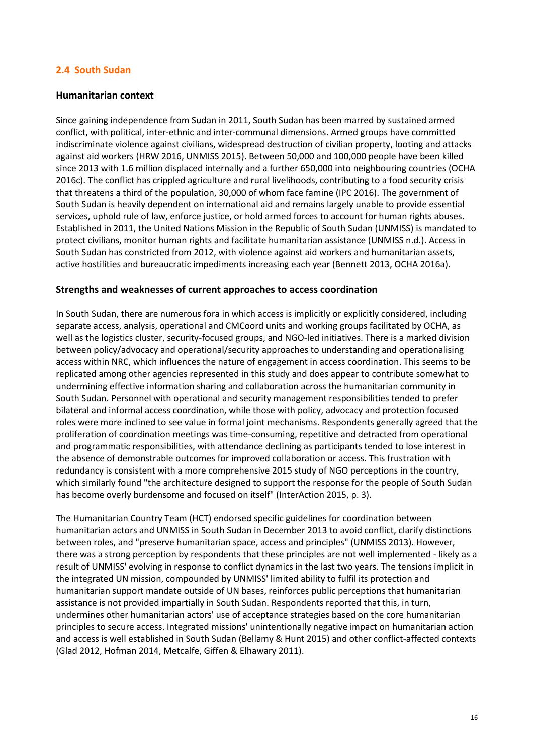## 2.4 South Sudan

### Humanitarian context

Since gaining independence from Sudan in 2011, South Sudan has been marred by sustained armed conflict, with political, inter-ethnic and inter-communal dimensions. Armed groups have committed indiscriminate violence against civilians, widespread destruction of civilian property, looting and attacks against aid workers (HRW 2016, UNMISS 2015). Between 50,000 and 100,000 people have been killed since 2013 with 1.6 million displaced internally and a further 650,000 into neighbouring countries (OCHA 2016c). The conflict has crippled agriculture and rural livelihoods, contributing to a food security crisis that threatens a third of the population, 30,000 of whom face famine (IPC 2016). The government of South Sudan is heavily dependent on international aid and remains largely unable to provide essential services, uphold rule of law, enforce justice, or hold armed forces to account for human rights abuses. Established in 2011, the United Nations Mission in the Republic of South Sudan (UNMISS) is mandated to protect civilians, monitor human rights and facilitate humanitarian assistance (UNMISS n.d.). Access in South Sudan has constricted from 2012, with violence against aid workers and humanitarian assets, active hostilities and bureaucratic impediments increasing each year (Bennett 2013, OCHA 2016a).

### Strengths and weaknesses of current approaches to access coordination

In South Sudan, there are numerous fora in which access is implicitly or explicitly considered, including separate access, analysis, operational and CMCoord units and working groups facilitated by OCHA, as well as the logistics cluster, security-focused groups, and NGO-led initiatives. There is a marked division between policy/advocacy and operational/security approaches to understanding and operationalising access within NRC, which influences the nature of engagement in access coordination. This seems to be replicated among other agencies represented in this study and does appear to contribute somewhat to undermining effective information sharing and collaboration across the humanitarian community in South Sudan. Personnel with operational and security management responsibilities tended to prefer bilateral and informal access coordination, while those with policy, advocacy and protection focused roles were more inclined to see value in formal joint mechanisms. Respondents generally agreed that the proliferation of coordination meetings was time-consuming, repetitive and detracted from operational and programmatic responsibilities, with attendance declining as participants tended to lose interest in the absence of demonstrable outcomes for improved collaboration or access. This frustration with redundancy is consistent with a more comprehensive 2015 study of NGO perceptions in the country, which similarly found "the architecture designed to support the response for the people of South Sudan has become overly burdensome and focused on itself" (InterAction 2015, p. 3).

The Humanitarian Country Team (HCT) endorsed specific guidelines for coordination between humanitarian actors and UNMISS in South Sudan in December 2013 to avoid conflict, clarify distinctions between roles, and "preserve humanitarian space, access and principles" (UNMISS 2013). However, there was a strong perception by respondents that these principles are not well implemented - likely as a result of UNMISS' evolving in response to conflict dynamics in the last two years. The tensions implicit in the integrated UN mission, compounded by UNMISS' limited ability to fulfil its protection and humanitarian support mandate outside of UN bases, reinforces public perceptions that humanitarian assistance is not provided impartially in South Sudan. Respondents reported that this, in turn, undermines other humanitarian actors' use of acceptance strategies based on the core humanitarian principles to secure access. Integrated missions' unintentionally negative impact on humanitarian action and access is well established in South Sudan (Bellamy & Hunt 2015) and other conflict-affected contexts (Glad 2012, Hofman 2014, Metcalfe, Giffen & Elhawary 2011).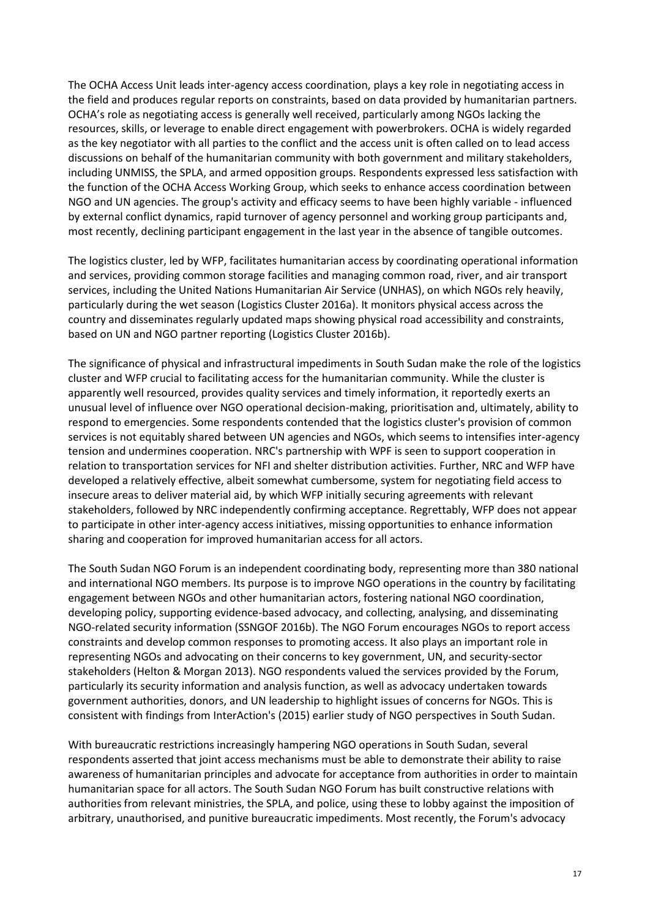The OCHA Access Unit leads inter-agency access coordination, plays a key role in negotiating access in the field and produces regular reports on constraints, based on data provided by humanitarian partners. OCHA's role as negotiating access is generally well received, particularly among NGOs lacking the resources, skills, or leverage to enable direct engagement with powerbrokers. OCHA is widely regarded as the key negotiator with all parties to the conflict and the access unit is often called on to lead access discussions on behalf of the humanitarian community with both government and military stakeholders, including UNMISS, the SPLA, and armed opposition groups. Respondents expressed less satisfaction with the function of the OCHA Access Working Group, which seeks to enhance access coordination between NGO and UN agencies. The group's activity and efficacy seems to have been highly variable - influenced by external conflict dynamics, rapid turnover of agency personnel and working group participants and, most recently, declining participant engagement in the last year in the absence of tangible outcomes.

The logistics cluster, led by WFP, facilitates humanitarian access by coordinating operational information and services, providing common storage facilities and managing common road, river, and air transport services, including the United Nations Humanitarian Air Service (UNHAS), on which NGOs rely heavily, particularly during the wet season (Logistics Cluster 2016a). It monitors physical access across the country and disseminates regularly updated maps showing physical road accessibility and constraints, based on UN and NGO partner reporting (Logistics Cluster 2016b).

The significance of physical and infrastructural impediments in South Sudan make the role of the logistics cluster and WFP crucial to facilitating access for the humanitarian community. While the cluster is apparently well resourced, provides quality services and timely information, it reportedly exerts an unusual level of influence over NGO operational decision-making, prioritisation and, ultimately, ability to respond to emergencies. Some respondents contended that the logistics cluster's provision of common services is not equitably shared between UN agencies and NGOs, which seems to intensifies inter-agency tension and undermines cooperation. NRC's partnership with WPF is seen to support cooperation in relation to transportation services for NFI and shelter distribution activities. Further, NRC and WFP have developed a relatively effective, albeit somewhat cumbersome, system for negotiating field access to insecure areas to deliver material aid, by which WFP initially securing agreements with relevant stakeholders, followed by NRC independently confirming acceptance. Regrettably, WFP does not appear to participate in other inter-agency access initiatives, missing opportunities to enhance information sharing and cooperation for improved humanitarian access for all actors.

The South Sudan NGO Forum is an independent coordinating body, representing more than 380 national and international NGO members. Its purpose is to improve NGO operations in the country by facilitating engagement between NGOs and other humanitarian actors, fostering national NGO coordination, developing policy, supporting evidence-based advocacy, and collecting, analysing, and disseminating NGO-related security information (SSNGOF 2016b). The NGO Forum encourages NGOs to report access constraints and develop common responses to promoting access. It also plays an important role in representing NGOs and advocating on their concerns to key government, UN, and security-sector stakeholders (Helton & Morgan 2013). NGO respondents valued the services provided by the Forum, particularly its security information and analysis function, as well as advocacy undertaken towards government authorities, donors, and UN leadership to highlight issues of concerns for NGOs. This is consistent with findings from InterAction's (2015) earlier study of NGO perspectives in South Sudan.

With bureaucratic restrictions increasingly hampering NGO operations in South Sudan, several respondents asserted that joint access mechanisms must be able to demonstrate their ability to raise awareness of humanitarian principles and advocate for acceptance from authorities in order to maintain humanitarian space for all actors. The South Sudan NGO Forum has built constructive relations with authorities from relevant ministries, the SPLA, and police, using these to lobby against the imposition of arbitrary, unauthorised, and punitive bureaucratic impediments. Most recently, the Forum's advocacy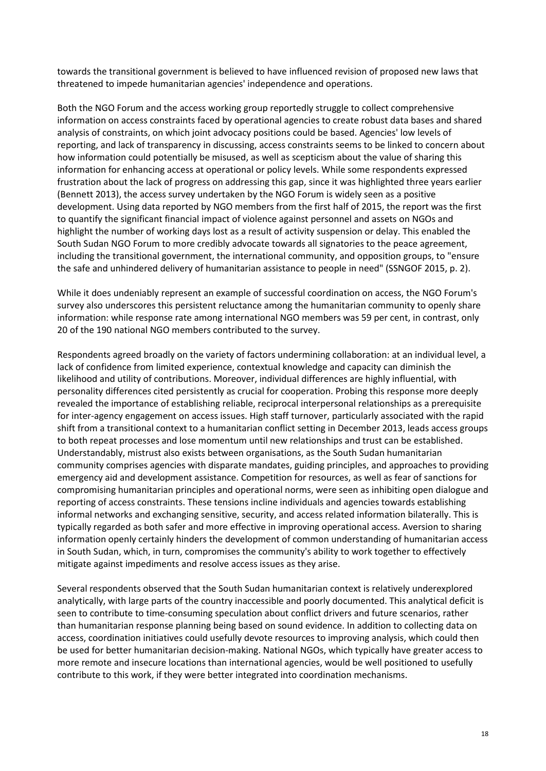towards the transitional government is believed to have influenced revision of proposed new laws that threatened to impede humanitarian agencies' independence and operations.

Both the NGO Forum and the access working group reportedly struggle to collect comprehensive information on access constraints faced by operational agencies to create robust data bases and shared analysis of constraints, on which joint advocacy positions could be based. Agencies' low levels of reporting, and lack of transparency in discussing, access constraints seems to be linked to concern about how information could potentially be misused, as well as scepticism about the value of sharing this information for enhancing access at operational or policy levels. While some respondents expressed frustration about the lack of progress on addressing this gap, since it was highlighted three years earlier (Bennett 2013), the access survey undertaken by the NGO Forum is widely seen as a positive development. Using data reported by NGO members from the first half of 2015, the report was the first to quantify the significant financial impact of violence against personnel and assets on NGOs and highlight the number of working days lost as a result of activity suspension or delay. This enabled the South Sudan NGO Forum to more credibly advocate towards all signatories to the peace agreement, including the transitional government, the international community, and opposition groups, to "ensure the safe and unhindered delivery of humanitarian assistance to people in need" (SSNGOF 2015, p. 2).

While it does undeniably represent an example of successful coordination on access, the NGO Forum's survey also underscores this persistent reluctance among the humanitarian community to openly share information: while response rate among international NGO members was 59 per cent, in contrast, only 20 of the 190 national NGO members contributed to the survey.

Respondents agreed broadly on the variety of factors undermining collaboration: at an individual level, a lack of confidence from limited experience, contextual knowledge and capacity can diminish the likelihood and utility of contributions. Moreover, individual differences are highly influential, with personality differences cited persistently as crucial for cooperation. Probing this response more deeply revealed the importance of establishing reliable, reciprocal interpersonal relationships as a prerequisite for inter-agency engagement on access issues. High staff turnover, particularly associated with the rapid shift from a transitional context to a humanitarian conflict setting in December 2013, leads access groups to both repeat processes and lose momentum until new relationships and trust can be established. Understandably, mistrust also exists between organisations, as the South Sudan humanitarian community comprises agencies with disparate mandates, guiding principles, and approaches to providing emergency aid and development assistance. Competition for resources, as well as fear of sanctions for compromising humanitarian principles and operational norms, were seen as inhibiting open dialogue and reporting of access constraints. These tensions incline individuals and agencies towards establishing informal networks and exchanging sensitive, security, and access related information bilaterally. This is typically regarded as both safer and more effective in improving operational access. Aversion to sharing information openly certainly hinders the development of common understanding of humanitarian access in South Sudan, which, in turn, compromises the community's ability to work together to effectively mitigate against impediments and resolve access issues as they arise.

Several respondents observed that the South Sudan humanitarian context is relatively underexplored analytically, with large parts of the country inaccessible and poorly documented. This analytical deficit is seen to contribute to time-consuming speculation about conflict drivers and future scenarios, rather than humanitarian response planning being based on sound evidence. In addition to collecting data on access, coordination initiatives could usefully devote resources to improving analysis, which could then be used for better humanitarian decision-making. National NGOs, which typically have greater access to more remote and insecure locations than international agencies, would be well positioned to usefully contribute to this work, if they were better integrated into coordination mechanisms.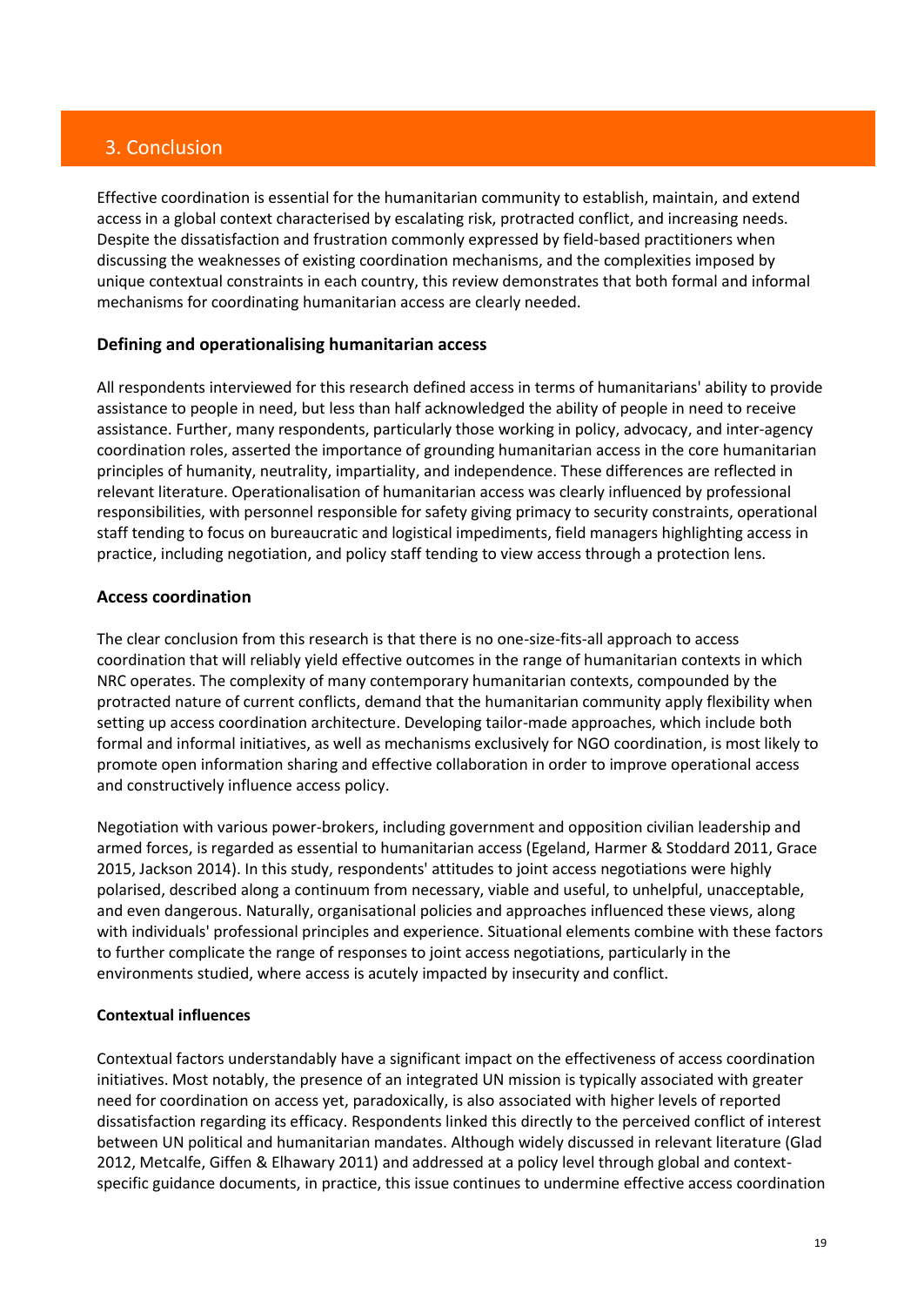## 3. Conclusion

Effective coordination is essential for the humanitarian community to establish, maintain, and extend access in a global context characterised by escalating risk, protracted conflict, and increasing needs. Despite the dissatisfaction and frustration commonly expressed by field-based practitioners when discussing the weaknesses of existing coordination mechanisms, and the complexities imposed by unique contextual constraints in each country, this review demonstrates that both formal and informal mechanisms for coordinating humanitarian access are clearly needed.

### Defining and operationalising humanitarian access

All respondents interviewed for this research defined access in terms of humanitarians' ability to provide assistance to people in need, but less than half acknowledged the ability of people in need to receive assistance. Further, many respondents, particularly those working in policy, advocacy, and inter-agency coordination roles, asserted the importance of grounding humanitarian access in the core humanitarian principles of humanity, neutrality, impartiality, and independence. These differences are reflected in relevant literature. Operationalisation of humanitarian access was clearly influenced by professional responsibilities, with personnel responsible for safety giving primacy to security constraints, operational staff tending to focus on bureaucratic and logistical impediments, field managers highlighting access in practice, including negotiation, and policy staff tending to view access through a protection lens.

### Access coordination

The clear conclusion from this research is that there is no one-size-fits-all approach to access coordination that will reliably yield effective outcomes in the range of humanitarian contexts in which NRC operates. The complexity of many contemporary humanitarian contexts, compounded by the protracted nature of current conflicts, demand that the humanitarian community apply flexibility when setting up access coordination architecture. Developing tailor-made approaches, which include both formal and informal initiatives, as well as mechanisms exclusively for NGO coordination, is most likely to promote open information sharing and effective collaboration in order to improve operational access and constructively influence access policy.

Negotiation with various power-brokers, including government and opposition civilian leadership and armed forces, is regarded as essential to humanitarian access (Egeland, Harmer & Stoddard 2011, Grace 2015, Jackson 2014). In this study, respondents' attitudes to joint access negotiations were highly polarised, described along a continuum from necessary, viable and useful, to unhelpful, unacceptable, and even dangerous. Naturally, organisational policies and approaches influenced these views, along with individuals' professional principles and experience. Situational elements combine with these factors to further complicate the range of responses to joint access negotiations, particularly in the environments studied, where access is acutely impacted by insecurity and conflict.

#### Contextual influences

Contextual factors understandably have a significant impact on the effectiveness of access coordination initiatives. Most notably, the presence of an integrated UN mission is typically associated with greater need for coordination on access yet, paradoxically, is also associated with higher levels of reported dissatisfaction regarding its efficacy. Respondents linked this directly to the perceived conflict of interest between UN political and humanitarian mandates. Although widely discussed in relevant literature (Glad 2012, Metcalfe, Giffen & Elhawary 2011) and addressed at a policy level through global and context-specific guidance documents, in practice, this issue continues to undermine effective access coordination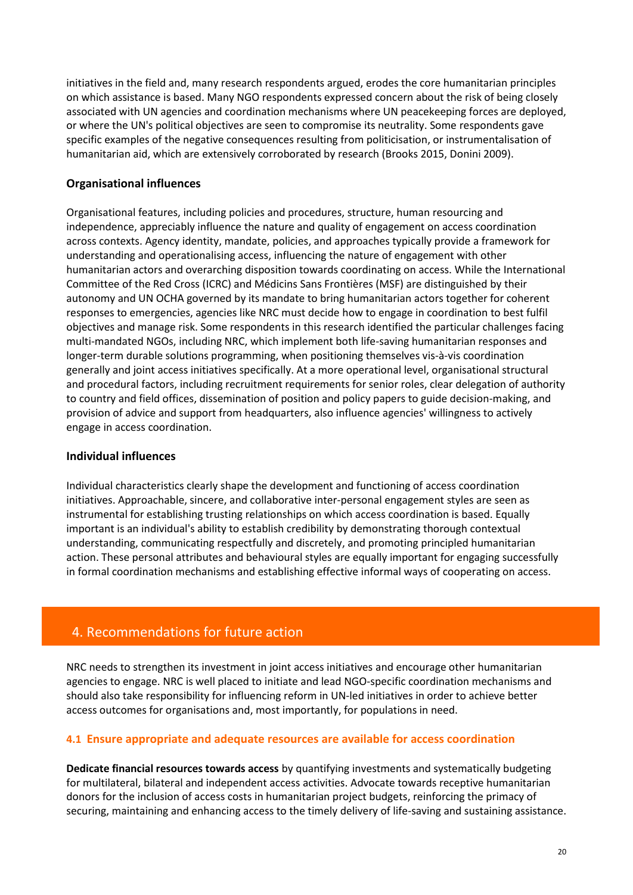initiatives in the field and, many research respondents argued, erodes the core humanitarian principles on which assistance is based. Many NGO respondents expressed concern about the risk of being closely associated with UN agencies and coordination mechanisms where UN peacekeeping forces are deployed, or where the UN's political objectives are seen to compromise its neutrality. Some respondents gave specific examples of the negative consequences resulting from politicisation, or instrumentalisation of humanitarian aid, which are extensively corroborated by research (Brooks 2015, Donini 2009).

### Organisational influences

Organisational features, including policies and procedures, structure, human resourcing and independence, appreciably influence the nature and quality of engagement on access coordination across contexts. Agency identity, mandate, policies, and approaches typically provide a framework for understanding and operationalising access, influencing the nature of engagement with other humanitarian actors and overarching disposition towards coordinating on access. While the International Committee of the Red Cross (ICRC) and Médicins Sans Frontières (MSF) are distinguished by their autonomy and UN OCHA governed by its mandate to bring humanitarian actors together for coherent responses to emergencies, agencies like NRC must decide how to engage in coordination to best fulfil objectives and manage risk. Some respondents in this research identified the particular challenges facing multi-mandated NGOs, including NRC, which implement both life-saving humanitarian responses and longer-term durable solutions programming, when positioning themselves vis-à-vis coordination generally and joint access initiatives specifically. At a more operational level, organisational structural and procedural factors, including recruitment requirements for senior roles, clear delegation of authority to country and field offices, dissemination of position and policy papers to guide decision-making, and provision of advice and support from headquarters, also influence agencies' willingness to actively engage in access coordination.

### Individual influences

Individual characteristics clearly shape the development and functioning of access coordination initiatives. Approachable, sincere, and collaborative inter-personal engagement styles are seen as instrumental for establishing trusting relationships on which access coordination is based. Equally important is an individual's ability to establish credibility by demonstrating thorough contextual understanding, communicating respectfully and discretely, and promoting principled humanitarian action. These personal attributes and behavioural styles are equally important for engaging successfully in formal coordination mechanisms and establishing effective informal ways of cooperating on access.

## 4. Recommendations for future action

NRC needs to strengthen its investment in joint access initiatives and encourage other humanitarian agencies to engage. NRC is well placed to initiate and lead NGO-specific coordination mechanisms and should also take responsibility for influencing reform in UN-led initiatives in order to achieve better access outcomes for organisations and, most importantly, for populations in need.

### 4.1 Ensure appropriate and adequate resources are available for access coordination

**Dedicate financial resources towards access** by quantifying investments and systematically budgeting for multilateral, bilateral and independent access activities. Advocate towards receptive humanitarian donors for the inclusion of access costs in humanitarian project budgets, reinforcing the primacy of securing, maintaining and enhancing access to the timely delivery of life-saving and sustaining assistance.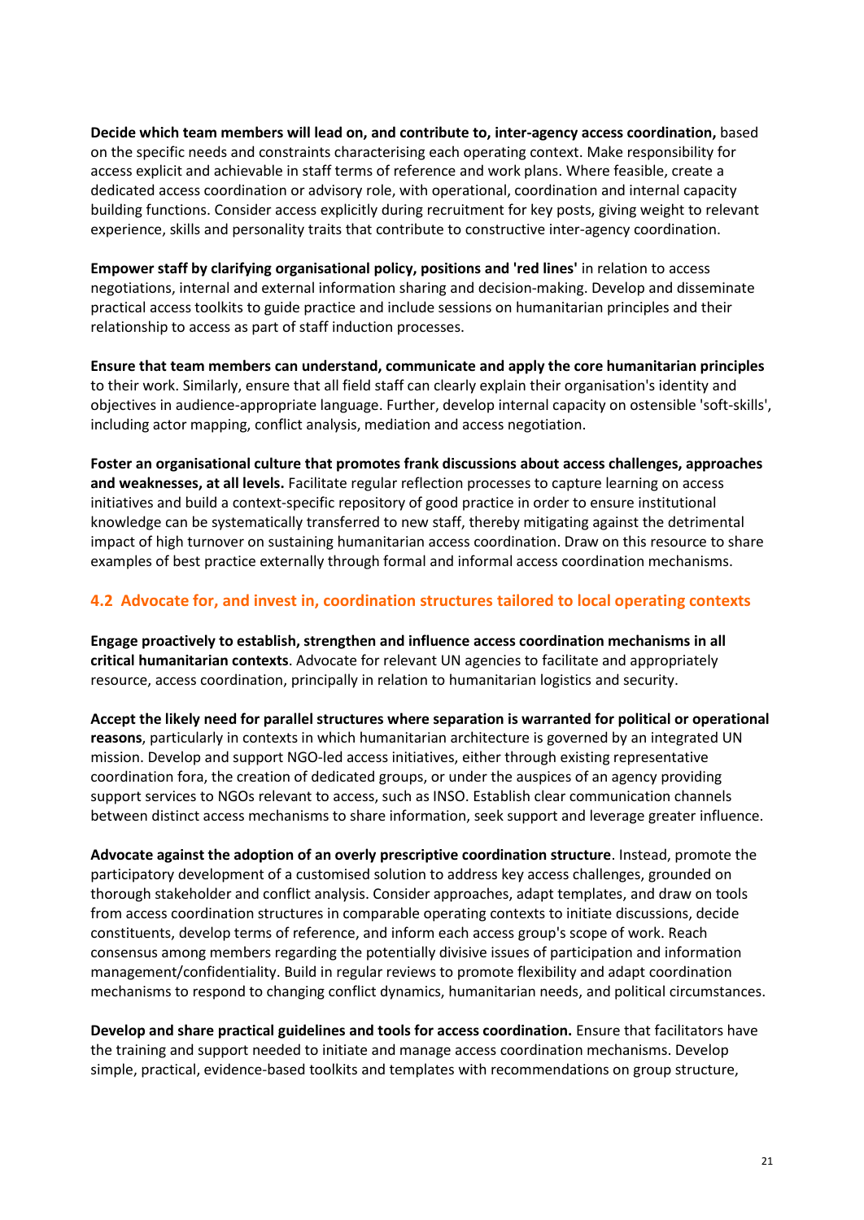**Decide which team members will lead on, and contribute to, inter-agency access coordination,** based on the specific needs and constraints characterising each operating context. Make responsibility for access explicit and achievable in staff terms of reference and work plans. Where feasible, create a dedicated access coordination or advisory role, with operational, coordination and internal capacity building functions. Consider access explicitly during recruitment for key posts, giving weight to relevant experience, skills and personality traits that contribute to constructive inter-agency coordination.

**Empower staff by clarifying organisational policy, positions and 'red lines'** in relation to access negotiations, internal and external information sharing and decision-making. Develop and disseminate practical access toolkits to guide practice and include sessions on humanitarian principles and their relationship to access as part of staff induction processes.

**Ensure that team members can understand, communicate and apply the core humanitarian principles** to their work. Similarly, ensure that all field staff can clearly explain their organisation's identity and objectives in audience-appropriate language. Further, develop internal capacity on ostensible 'soft-skills', including actor mapping, conflict analysis, mediation and access negotiation.

**Foster an organisational culture that promotes frank discussions about access challenges, approaches and weaknesses, at all levels.** Facilitate regular reflection processes to capture learning on access initiatives and build a context-specific repository of good practice in order to ensure institutional knowledge can be systematically transferred to new staff, thereby mitigating against the detrimental impact of high turnover on sustaining humanitarian access coordination. Draw on this resource to share examples of best practice externally through formal and informal access coordination mechanisms.

## 4.2 Advocate for, and invest in, coordination structures tailored to local operating contexts

**Engage proactively to establish, strengthen and influence access coordination mechanisms in all critical humanitarian contexts**. Advocate for relevant UN agencies to facilitate and appropriately resource, access coordination, principally in relation to humanitarian logistics and security.

**Accept the likely need for parallel structures where separation is warranted for political or operational reasons**, particularly in contexts in which humanitarian architecture is governed by an integrated UN mission. Develop and support NGO-led access initiatives, either through existing representative coordination fora, the creation of dedicated groups, or under the auspices of an agency providing support services to NGOs relevant to access, such as INSO. Establish clear communication channels between distinct access mechanisms to share information, seek support and leverage greater influence.

**Advocate against the adoption of an overly prescriptive coordination structure**. Instead, promote the participatory development of a customised solution to address key access challenges, grounded on thorough stakeholder and conflict analysis. Consider approaches, adapt templates, and draw on tools from access coordination structures in comparable operating contexts to initiate discussions, decide constituents, develop terms of reference, and inform each access group's scope of work. Reach consensus among members regarding the potentially divisive issues of participation and information management/confidentiality. Build in regular reviews to promote flexibility and adapt coordination mechanisms to respond to changing conflict dynamics, humanitarian needs, and political circumstances.

**Develop and share practical guidelines and tools for access coordination.** Ensure that facilitators have the training and support needed to initiate and manage access coordination mechanisms. Develop simple, practical, evidence-based toolkits and templates with recommendations on group structure,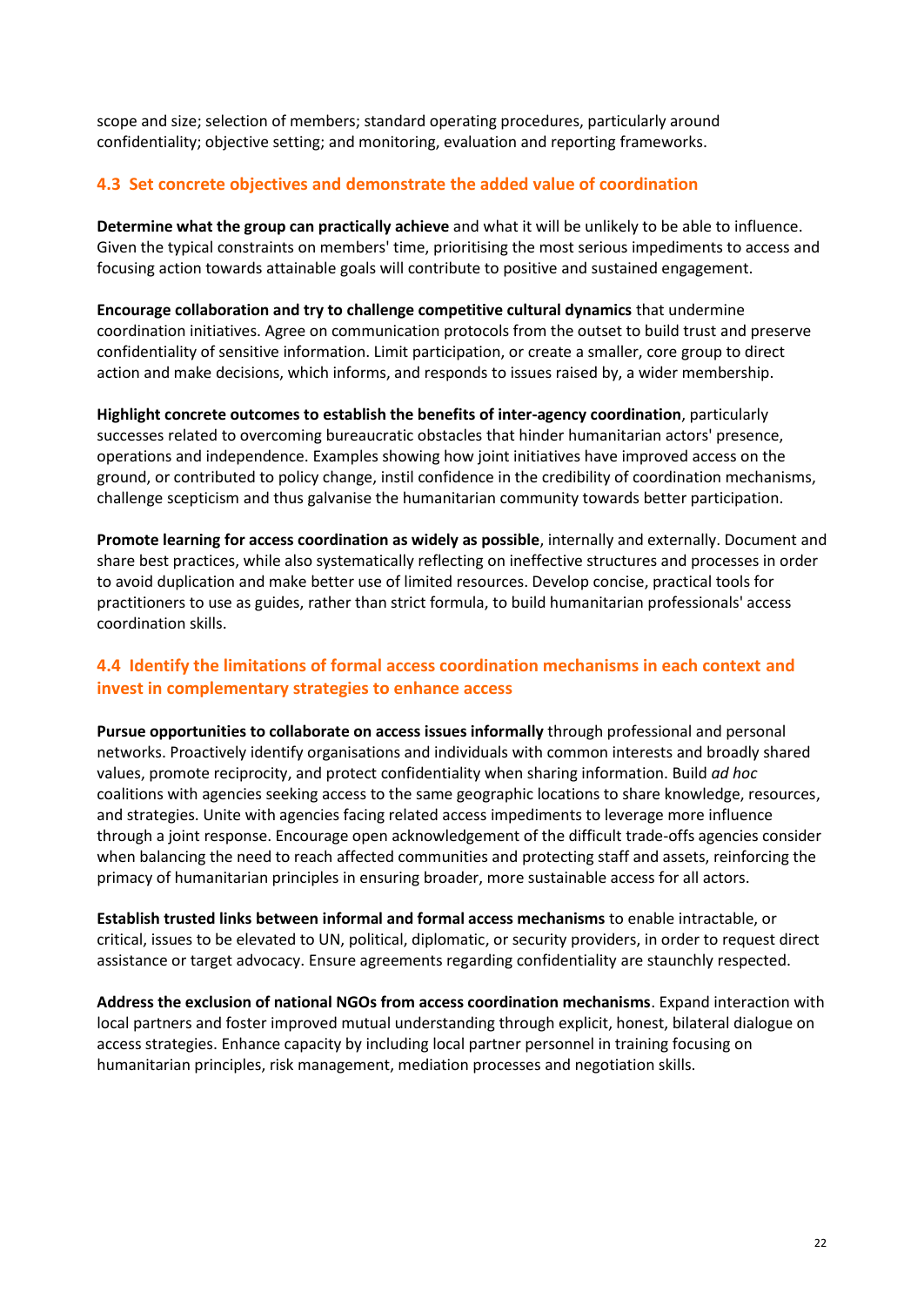scope and size; selection of members; standard operating procedures, particularly around confidentiality; objective setting; and monitoring, evaluation and reporting frameworks.

### 4.3 Set concrete objectives and demonstrate the added value of coordination

**Determine what the group can practically achieve** and what it will be unlikely to be able to influence. Given the typical constraints on members' time, prioritising the most serious impediments to access and focusing action towards attainable goals will contribute to positive and sustained engagement.

**Encourage collaboration and try to challenge competitive cultural dynamics** that undermine coordination initiatives. Agree on communication protocols from the outset to build trust and preserve confidentiality of sensitive information. Limit participation, or create a smaller, core group to direct action and make decisions, which informs, and responds to issues raised by, a wider membership.

**Highlight concrete outcomes to establish the benefits of inter-agency coordination**, particularly successes related to overcoming bureaucratic obstacles that hinder humanitarian actors' presence, operations and independence. Examples showing how joint initiatives have improved access on the ground, or contributed to policy change, instil confidence in the credibility of coordination mechanisms, challenge scepticism and thus galvanise the humanitarian community towards better participation.

**Promote learning for access coordination as widely as possible**, internally and externally. Document and share best practices, while also systematically reflecting on ineffective structures and processes in order to avoid duplication and make better use of limited resources. Develop concise, practical tools for practitioners to use as guides, rather than strict formula, to build humanitarian professionals' access coordination skills.

### 4.4 Identify the limitations of formal access coordination mechanisms in each context and invest in complementary strategies to enhance access

**Pursue opportunities to collaborate on access issues informally** through professional and personal networks. Proactively identify organisations and individuals with common interests and broadly shared values, promote reciprocity, and protect confidentiality when sharing information. Build *ad hoc* coalitions with agencies seeking access to the same geographic locations to share knowledge, resources, and strategies. Unite with agencies facing related access impediments to leverage more influence through a joint response. Encourage open acknowledgement of the difficult trade-offs agencies consider when balancing the need to reach affected communities and protecting staff and assets, reinforcing the primacy of humanitarian principles in ensuring broader, more sustainable access for all actors.

**Establish trusted links between informal and formal access mechanisms** to enable intractable, or critical, issues to be elevated to UN, political, diplomatic, or security providers, in order to request direct assistance or target advocacy. Ensure agreements regarding confidentiality are staunchly respected.

**Address the exclusion of national NGOs from access coordination mechanisms**. Expand interaction with local partners and foster improved mutual understanding through explicit, honest, bilateral dialogue on access strategies. Enhance capacity by including local partner personnel in training focusing on humanitarian principles, risk management, mediation processes and negotiation skills.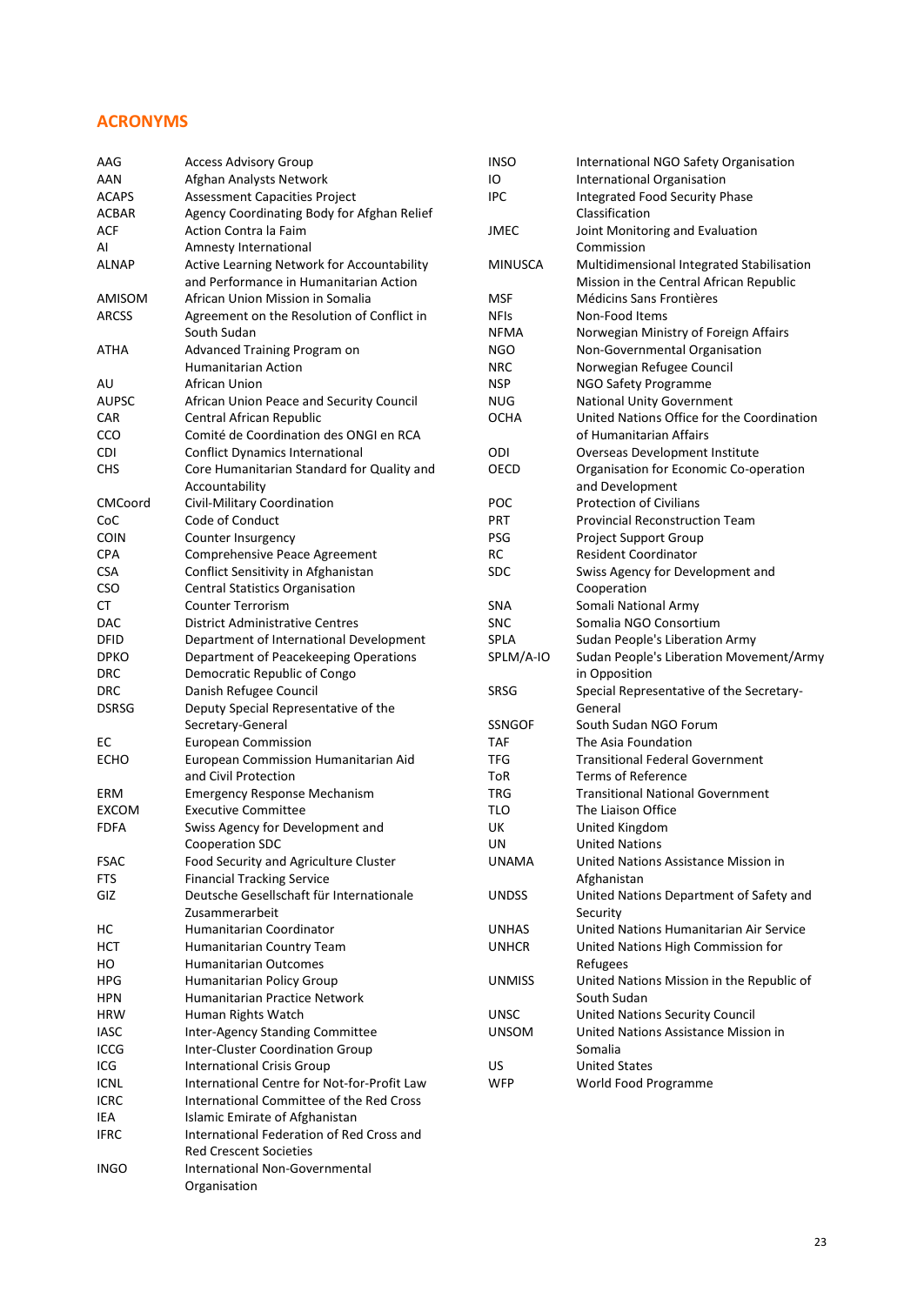## ACRONYMS

| | |
|---|---|
| AAG | Access Advisory Group |
| AAN | Afghan Analysts Network |
| ACAPS | Assessment Capacities Project |
| ACBAR | Agency Coordinating Body for Afghan Relief |
| ACF | Action Contra la Faim |
| AI | Amnesty International |
| ALNAP | Active Learning Network for Accountability and Performance in Humanitarian Action |
| AMISOM | African Union Mission in Somalia |
| ARCSS | Agreement on the Resolution of Conflict in South Sudan |
| ATHA | Advanced Training Program on Humanitarian Action |
| AU | African Union |
| AUPSC | African Union Peace and Security Council |
| CAR | Central African Republic |
| CCO | Comité de Coordination des ONGI en RCA |
| CDI | Conflict Dynamics International |
| CHS | Core Humanitarian Standard for Quality and Accountability |
| CMCoord | Civil-Military Coordination |
| CoC | Code of Conduct |
| COIN | Counter Insurgency |
| CPA | Comprehensive Peace Agreement |
| CSA | Conflict Sensitivity in Afghanistan |
| CSO | Central Statistics Organisation |
| CT | Counter Terrorism |
| DAC | District Administrative Centres |
| DFID | Department of International Development |
| DPKO | Department of Peacekeeping Operations |
| DRC | Democratic Republic of Congo |
| DRC | Danish Refugee Council |
| DSRSG | Deputy Special Representative of the Secretary-General |
| EC | European Commission |
| ECHO | European Commission Humanitarian Aid and Civil Protection |
| ERM | Emergency Response Mechanism |
| EXCOM | Executive Committee |
| FDFA | Swiss Agency for Development and Cooperation SDC |
| FSAC | Food Security and Agriculture Cluster |
| FTS | Financial Tracking Service |
| GIZ | Deutsche Gesellschaft für Internationale Zusammerarbeit |
| HC | Humanitarian Coordinator |
| HCT | Humanitarian Country Team |
| HO | Humanitarian Outcomes |
| HPG | Humanitarian Policy Group |
| HPN | Humanitarian Practice Network |
| HRW | Human Rights Watch |
| IASC | Inter-Agency Standing Committee |
| ICCG | Inter-Cluster Coordination Group |
| ICG | International Crisis Group |
| ICNL | International Centre for Not-for-Profit Law |
| ICRC | International Committee of the Red Cross |
| IEA | Islamic Emirate of Afghanistan |
| IFRC | International Federation of Red Cross and Red Crescent Societies |
| INGO | International Non-Governmental Organisation |
| INSO | International NGO Safety Organisation |
| IO | International Organisation |
| IPC | Integrated Food Security Phase Classification |
| JMEC | Joint Monitoring and Evaluation Commission |
| MINUSCA | Multidimensional Integrated Stabilisation Mission in the Central African Republic |
| MSF | Médicins Sans Frontières |
| NFIs | Non-Food Items |
| NFMA | Norwegian Ministry of Foreign Affairs |
| NGO | Non-Governmental Organisation |
| NRC | Norwegian Refugee Council |
| NSP | NGO Safety Programme |
| NUG | National Unity Government |
| OCHA | United Nations Office for the Coordination of Humanitarian Affairs |
| ODI | Overseas Development Institute |
| OECD | Organisation for Economic Co-operation and Development |
| POC | Protection of Civilians |
| PRT | Provincial Reconstruction Team |
| PSG | Project Support Group |
| RC | Resident Coordinator |
| SDC | Swiss Agency for Development and Cooperation |
| SNA | Somali National Army |
| SNC | Somalia NGO Consortium |
| SPLA | Sudan People's Liberation Army |
| SPLM/A-IO | Sudan People's Liberation Movement/Army in Opposition |
| SRSG | Special Representative of the Secretary-General |
| SSNGOF | South Sudan NGO Forum |
| TAF | The Asia Foundation |
| TFG | Transitional Federal Government |
| ToR | Terms of Reference |
| TRG | Transitional National Government |
| TLO | The Liaison Office |
| UK | United Kingdom |
| UN | United Nations |
| UNAMA | United Nations Assistance Mission in Afghanistan |
| UNDSS | United Nations Department of Safety and Security |
| UNHAS | United Nations Humanitarian Air Service |
| UNHCR | United Nations High Commission for Refugees |
| UNMISS | United Nations Mission in the Republic of South Sudan |
| UNSC | United Nations Security Council |
| UNSOM | United Nations Assistance Mission in Somalia |
| US | United States |
| WFP | World Food Programme |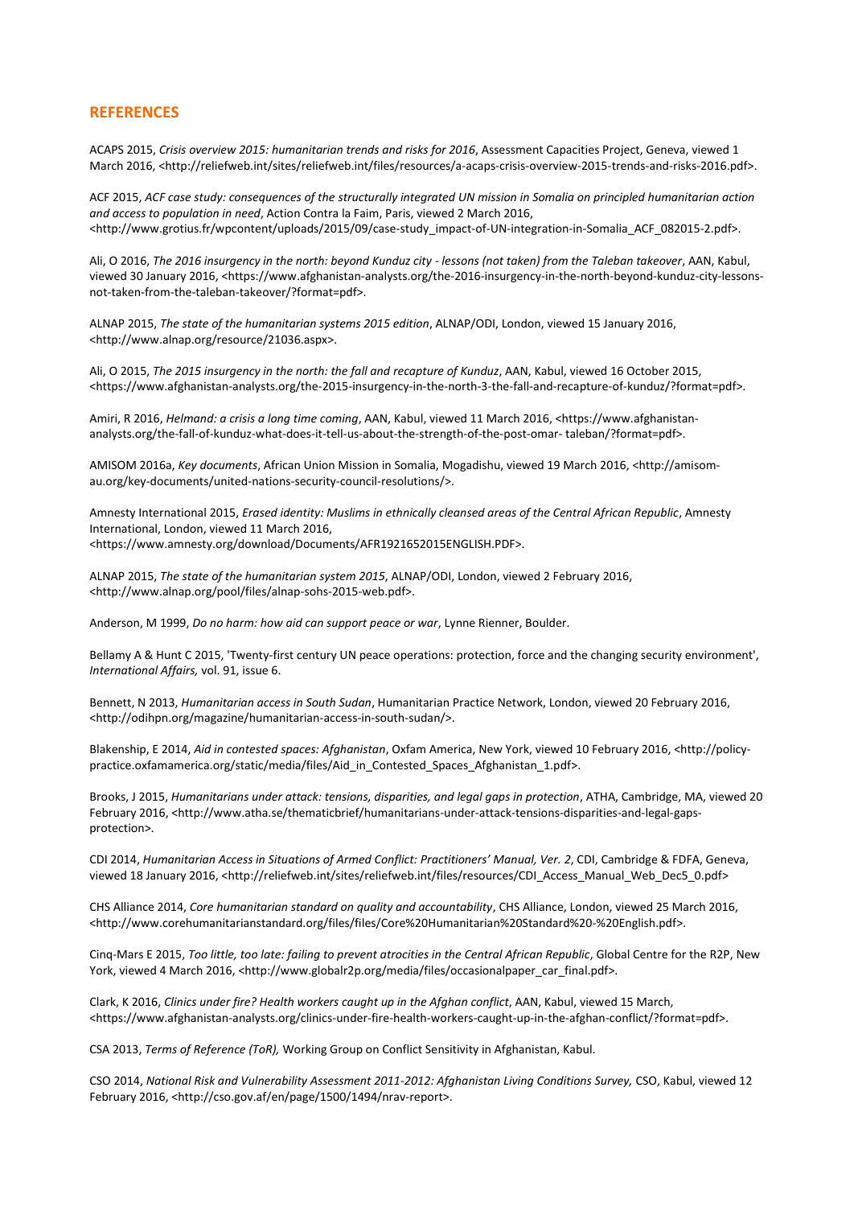## REFERENCES

ACAPS 2015, *Crisis overview 2015: humanitarian trends and risks for 2016*, Assessment Capacities Project, Geneva, viewed 1 March 2016, <http://reliefweb.int/sites/reliefweb.int/files/resources/a-acaps-crisis-overview-2015-trends-and-risks-2016.pdf>.

ACF 2015, *ACF case study: consequences of the structurally integrated UN mission in Somalia on principled humanitarian action and access to population in need*, Action Contra la Faim, Paris, viewed 2 March 2016, <http://www.grotius.fr/wpcontent/uploads/2015/09/case-study_impact-of-UN-integration-in-Somalia_ACF_082015-2.pdf>.

Ali, O 2016, *The 2016 insurgency in the north: beyond Kunduz city - lessons (not taken) from the Taleban takeover*, AAN, Kabul, viewed 30 January 2016, <https://www.afghanistan-analysts.org/the-2016-insurgency-in-the-north-beyond-kunduz-city-lessons-not-taken-from-the-taleban-takeover/?format=pdf>.

ALNAP 2015, *The state of the humanitarian systems 2015 edition*, ALNAP/ODI, London, viewed 15 January 2016, <http://www.alnap.org/resource/21036.aspx>.

Ali, O 2015, *The 2015 insurgency in the north: the fall and recapture of Kunduz*, AAN, Kabul, viewed 16 October 2015, <https://www.afghanistan-analysts.org/the-2015-insurgency-in-the-north-3-the-fall-and-recapture-of-kunduz/?format=pdf>.

Amiri, R 2016, *Helmand: a crisis a long time coming*, AAN, Kabul, viewed 11 March 2016, <https://www.afghanistan-analysts.org/the-fall-of-kunduz-what-does-it-tell-us-about-the-strength-of-the-post-omar- taleban/?format=pdf>.

AMISOM 2016a, *Key documents*, African Union Mission in Somalia, Mogadishu, viewed 19 March 2016, <http://amisom-au.org/key-documents/united-nations-security-council-resolutions/>.

Amnesty International 2015, *Erased identity: Muslims in ethnically cleansed areas of the Central African Republic*, Amnesty International, London, viewed 11 March 2016, <https://www.amnesty.org/download/Documents/AFR1921652015ENGLISH.PDF>.

ALNAP 2015, *The state of the humanitarian system 2015*, ALNAP/ODI, London, viewed 2 February 2016, <http://www.alnap.org/pool/files/alnap-sohs-2015-web.pdf>.

Anderson, M 1999, *Do no harm: how aid can support peace or war*, Lynne Rienner, Boulder.

Bellamy A & Hunt C 2015, 'Twenty-first century UN peace operations: protection, force and the changing security environment', *International Affairs,* vol. 91, issue 6.

Bennett, N 2013, *Humanitarian access in South Sudan*, Humanitarian Practice Network, London, viewed 20 February 2016, <http://odihpn.org/magazine/humanitarian-access-in-south-sudan/>.

Blakenship, E 2014, *Aid in contested spaces: Afghanistan*, Oxfam America, New York, viewed 10 February 2016, <http://policy-practice.oxfamamerica.org/static/media/files/Aid_in_Contested_Spaces_Afghanistan_1.pdf>.

Brooks, J 2015, *Humanitarians under attack: tensions, disparities, and legal gaps in protection*, ATHA, Cambridge, MA, viewed 20 February 2016, <http://www.atha.se/thematicbrief/humanitarians-under-attack-tensions-disparities-and-legal-gaps-protection>.

CDI 2014, *Humanitarian Access in Situations of Armed Conflict: Practitioners' Manual, Ver. 2*, CDI, Cambridge & FDFA, Geneva, viewed 18 January 2016, <http://reliefweb.int/sites/reliefweb.int/files/resources/CDI_Access_Manual_Web_Dec5_0.pdf>

CHS Alliance 2014, *Core humanitarian standard on quality and accountability*, CHS Alliance, London, viewed 25 March 2016, <http://www.corehumanitarianstandard.org/files/files/Core%20Humanitarian%20Standard%20-%20English.pdf>.

Cinq-Mars E 2015, *Too little, too late: failing to prevent atrocities in the Central African Republic*, Global Centre for the R2P, New York, viewed 4 March 2016, <http://www.globalr2p.org/media/files/occasionalpaper_car_final.pdf>.

Clark, K 2016, *Clinics under fire? Health workers caught up in the Afghan conflict*, AAN, Kabul, viewed 15 March, <https://www.afghanistan-analysts.org/clinics-under-fire-health-workers-caught-up-in-the-afghan-conflict/?format=pdf>.

CSA 2013, *Terms of Reference (ToR),* Working Group on Conflict Sensitivity in Afghanistan, Kabul.

CSO 2014, *National Risk and Vulnerability Assessment 2011-2012: Afghanistan Living Conditions Survey,* CSO, Kabul, viewed 12 February 2016, <http://cso.gov.af/en/page/1500/1494/nrav-report>.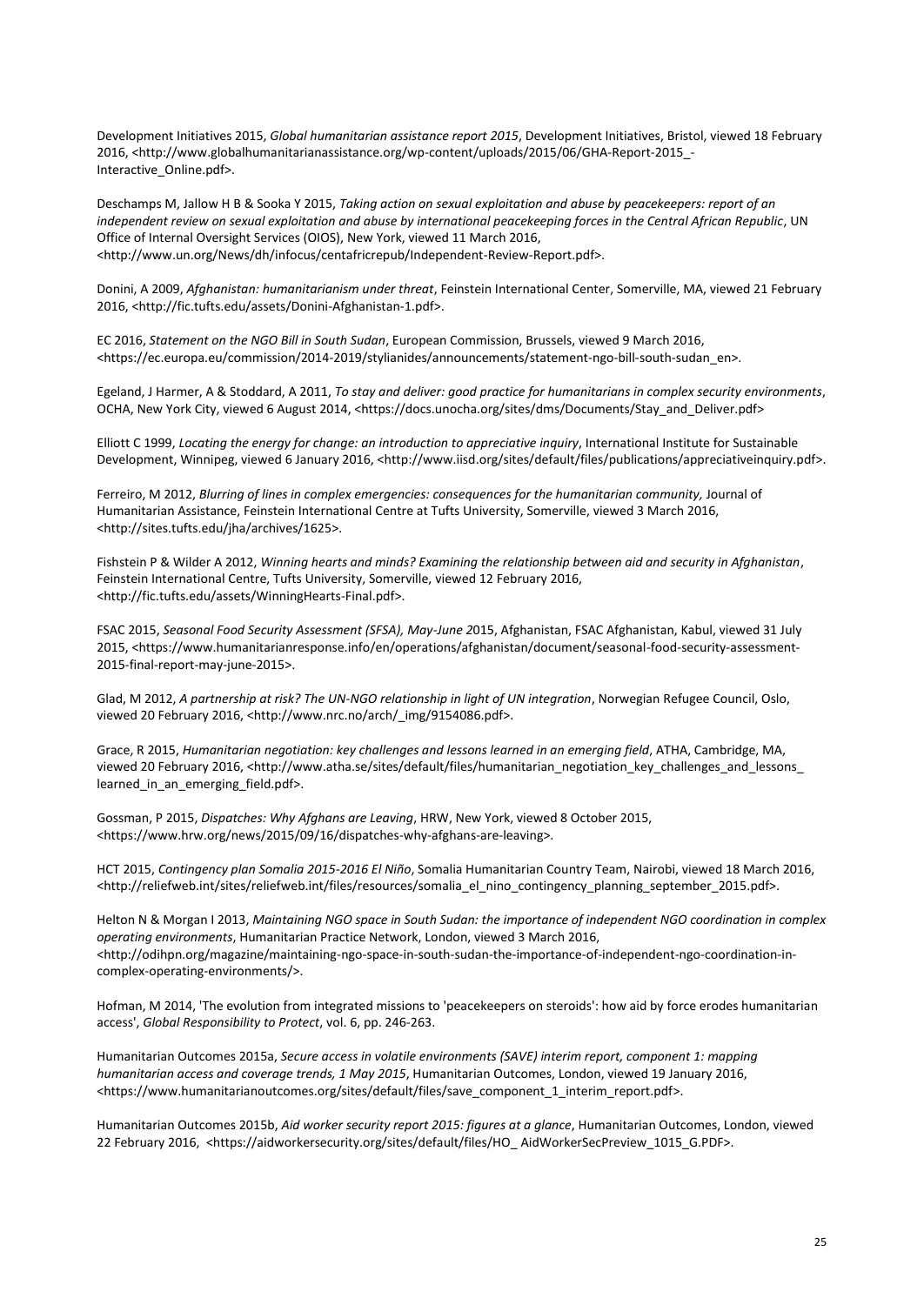Development Initiatives 2015, *Global humanitarian assistance report 2015*, Development Initiatives, Bristol, viewed 18 February 2016, <http://www.globalhumanitarianassistance.org/wp-content/uploads/2015/06/GHA-Report-2015_-Interactive_Online.pdf>.

Deschamps M, Jallow H B & Sooka Y 2015, *Taking action on sexual exploitation and abuse by peacekeepers: report of an independent review on sexual exploitation and abuse by international peacekeeping forces in the Central African Republic*, UN Office of Internal Oversight Services (OIOS), New York, viewed 11 March 2016, <http://www.un.org/News/dh/infocus/centafricrepub/Independent-Review-Report.pdf>.

Donini, A 2009, *Afghanistan: humanitarianism under threat*, Feinstein International Center, Somerville, MA, viewed 21 February 2016, <http://fic.tufts.edu/assets/Donini-Afghanistan-1.pdf>.

EC 2016, *Statement on the NGO Bill in South Sudan*, European Commission, Brussels, viewed 9 March 2016, <https://ec.europa.eu/commission/2014-2019/stylianides/announcements/statement-ngo-bill-south-sudan_en>.

Egeland, J Harmer, A & Stoddard, A 2011, *To stay and deliver: good practice for humanitarians in complex security environments*, OCHA, New York City, viewed 6 August 2014, <https://docs.unocha.org/sites/dms/Documents/Stay_and_Deliver.pdf>

Elliott C 1999, *Locating the energy for change: an introduction to appreciative inquiry*, International Institute for Sustainable Development, Winnipeg, viewed 6 January 2016, <http://www.iisd.org/sites/default/files/publications/appreciativeinquiry.pdf>.

Ferreiro, M 2012, *Blurring of lines in complex emergencies: consequences for the humanitarian community,* Journal of Humanitarian Assistance, Feinstein International Centre at Tufts University, Somerville, viewed 3 March 2016, <http://sites.tufts.edu/jha/archives/1625>.

Fishstein P & Wilder A 2012, *Winning hearts and minds? Examining the relationship between aid and security in Afghanistan*, Feinstein International Centre, Tufts University, Somerville, viewed 12 February 2016, <http://fic.tufts.edu/assets/WinningHearts-Final.pdf>.

FSAC 2015, *Seasonal Food Security Assessment (SFSA), May-June 2015*, Afghanistan, FSAC Afghanistan, Kabul, viewed 31 July 2015, <https://www.humanitarianresponse.info/en/operations/afghanistan/document/seasonal-food-security-assessment-2015-final-report-may-june-2015>.

Glad, M 2012, *A partnership at risk? The UN-NGO relationship in light of UN integration*, Norwegian Refugee Council, Oslo, viewed 20 February 2016, <http://www.nrc.no/arch/_img/9154086.pdf>.

Grace, R 2015, *Humanitarian negotiation: key challenges and lessons learned in an emerging field*, ATHA, Cambridge, MA, viewed 20 February 2016, <http://www.atha.se/sites/default/files/humanitarian_negotiation_key_challenges_and_lessons_learned_in_an_emerging_field.pdf>.

Gossman, P 2015, *Dispatches: Why Afghans are Leaving*, HRW, New York, viewed 8 October 2015, <https://www.hrw.org/news/2015/09/16/dispatches-why-afghans-are-leaving>.

HCT 2015, *Contingency plan Somalia 2015-2016 El Niño*, Somalia Humanitarian Country Team, Nairobi, viewed 18 March 2016, <http://reliefweb.int/sites/reliefweb.int/files/resources/somalia_el_nino_contingency_planning_september_2015.pdf>.

Helton N & Morgan I 2013, *Maintaining NGO space in South Sudan: the importance of independent NGO coordination in complex operating environments*, Humanitarian Practice Network, London, viewed 3 March 2016, <http://odihpn.org/magazine/maintaining-ngo-space-in-south-sudan-the-importance-of-independent-ngo-coordination-in-complex-operating-environments/>.

Hofman, M 2014, 'The evolution from integrated missions to 'peacekeepers on steroids': how aid by force erodes humanitarian access', *Global Responsibility to Protect*, vol. 6, pp. 246-263.

Humanitarian Outcomes 2015a, *Secure access in volatile environments (SAVE) interim report, component 1: mapping humanitarian access and coverage trends, 1 May 2015*, Humanitarian Outcomes, London, viewed 19 January 2016, <https://www.humanitarianoutcomes.org/sites/default/files/save_component_1_interim_report.pdf>.

Humanitarian Outcomes 2015b, *Aid worker security report 2015: figures at a glance*, Humanitarian Outcomes, London, viewed 22 February 2016, <https://aidworkersecurity.org/sites/default/files/HO_ AidWorkerSecPreview_1015_G.PDF>.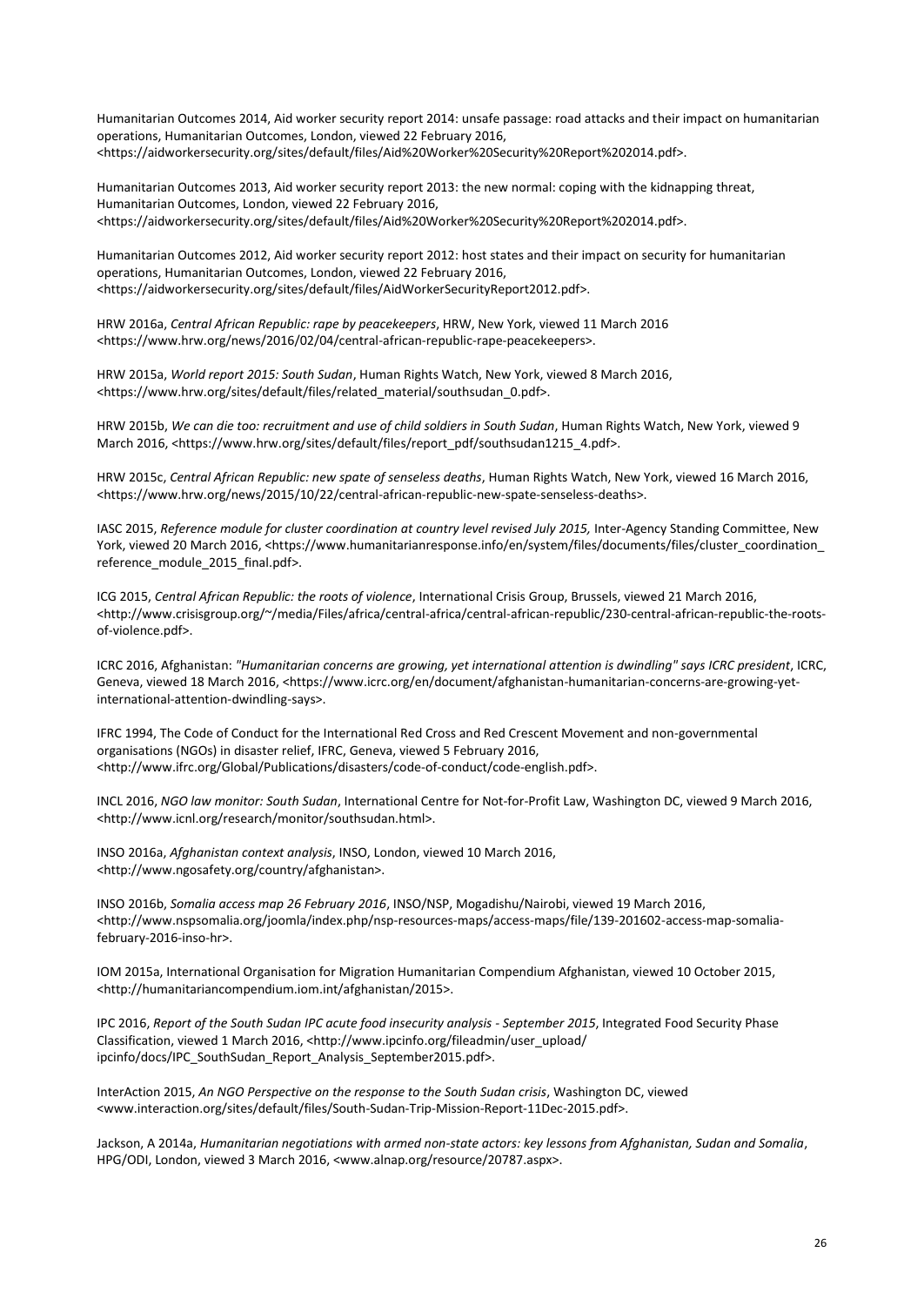Humanitarian Outcomes 2014, Aid worker security report 2014: unsafe passage: road attacks and their impact on humanitarian operations, Humanitarian Outcomes, London, viewed 22 February 2016, <https://aidworkersecurity.org/sites/default/files/Aid%20Worker%20Security%20Report%202014.pdf>.

Humanitarian Outcomes 2013, Aid worker security report 2013: the new normal: coping with the kidnapping threat, Humanitarian Outcomes, London, viewed 22 February 2016, <https://aidworkersecurity.org/sites/default/files/Aid%20Worker%20Security%20Report%202014.pdf>.

Humanitarian Outcomes 2012, Aid worker security report 2012: host states and their impact on security for humanitarian operations, Humanitarian Outcomes, London, viewed 22 February 2016, <https://aidworkersecurity.org/sites/default/files/AidWorkerSecurityReport2012.pdf>.

HRW 2016a, *Central African Republic: rape by peacekeepers*, HRW, New York, viewed 11 March 2016 <https://www.hrw.org/news/2016/02/04/central-african-republic-rape-peacekeepers>.

HRW 2015a, *World report 2015: South Sudan*, Human Rights Watch, New York, viewed 8 March 2016, <https://www.hrw.org/sites/default/files/related_material/southsudan_0.pdf>.

HRW 2015b, *We can die too: recruitment and use of child soldiers in South Sudan*, Human Rights Watch, New York, viewed 9 March 2016, <https://www.hrw.org/sites/default/files/report_pdf/southsudan1215_4.pdf>.

HRW 2015c, *Central African Republic: new spate of senseless deaths*, Human Rights Watch, New York, viewed 16 March 2016, <https://www.hrw.org/news/2015/10/22/central-african-republic-new-spate-senseless-deaths>.

IASC 2015, *Reference module for cluster coordination at country level revised July 2015,* Inter-Agency Standing Committee, New York, viewed 20 March 2016, <https://www.humanitarianresponse.info/en/system/files/documents/files/cluster_coordination_reference_module_2015_final.pdf>.

ICG 2015, *Central African Republic: the roots of violence*, International Crisis Group, Brussels, viewed 21 March 2016, <http://www.crisisgroup.org/~/media/Files/africa/central-africa/central-african-republic/230-central-african-republic-the-roots-of-violence.pdf>.

ICRC 2016, Afghanistan: *"Humanitarian concerns are growing, yet international attention is dwindling" says ICRC president*, ICRC, Geneva, viewed 18 March 2016, <https://www.icrc.org/en/document/afghanistan-humanitarian-concerns-are-growing-yet-international-attention-dwindling-says>.

IFRC 1994, The Code of Conduct for the International Red Cross and Red Crescent Movement and non-governmental organisations (NGOs) in disaster relief, IFRC, Geneva, viewed 5 February 2016, <http://www.ifrc.org/Global/Publications/disasters/code-of-conduct/code-english.pdf>.

INCL 2016, *NGO law monitor: South Sudan*, International Centre for Not-for-Profit Law, Washington DC, viewed 9 March 2016, <http://www.icnl.org/research/monitor/southsudan.html>.

INSO 2016a, *Afghanistan context analysis*, INSO, London, viewed 10 March 2016, <http://www.ngosafety.org/country/afghanistan>.

INSO 2016b, *Somalia access map 26 February 2016*, INSO/NSP, Mogadishu/Nairobi, viewed 19 March 2016, <http://www.nspsomalia.org/joomla/index.php/nsp-resources-maps/access-maps/file/139-201602-access-map-somalia-february-2016-inso-hr>.

IOM 2015a, International Organisation for Migration Humanitarian Compendium Afghanistan, viewed 10 October 2015, <http://humanitariancompendium.iom.int/afghanistan/2015>.

IPC 2016, *Report of the South Sudan IPC acute food insecurity analysis - September 2015*, Integrated Food Security Phase Classification, viewed 1 March 2016, <http://www.ipcinfo.org/fileadmin/user_upload/ipcinfo/docs/IPC_SouthSudan_Report_Analysis_September2015.pdf>.

InterAction 2015, *An NGO Perspective on the response to the South Sudan crisis*, Washington DC, viewed <www.interaction.org/sites/default/files/South-Sudan-Trip-Mission-Report-11Dec-2015.pdf>.

Jackson, A 2014a, *Humanitarian negotiations with armed non-state actors: key lessons from Afghanistan, Sudan and Somalia*, HPG/ODI, London, viewed 3 March 2016, <www.alnap.org/resource/20787.aspx>.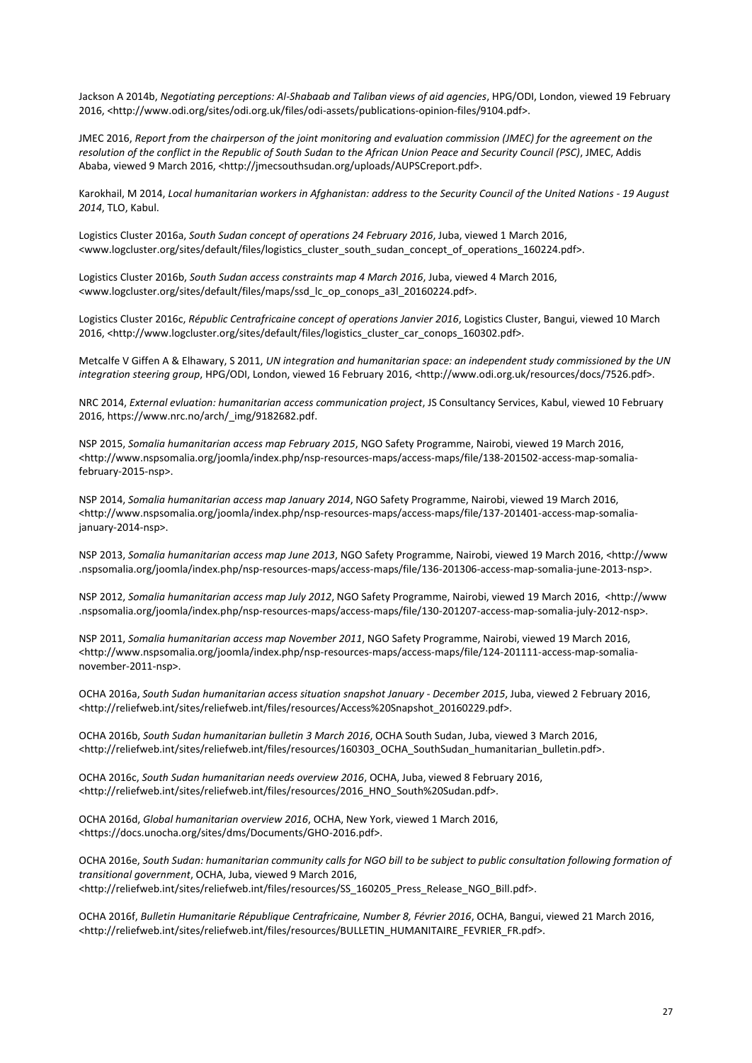Jackson A 2014b, *Negotiating perceptions: Al-Shabaab and Taliban views of aid agencies*, HPG/ODI, London, viewed 19 February 2016, <http://www.odi.org/sites/odi.org.uk/files/odi-assets/publications-opinion-files/9104.pdf>.

JMEC 2016, *Report from the chairperson of the joint monitoring and evaluation commission (JMEC) for the agreement on the resolution of the conflict in the Republic of South Sudan to the African Union Peace and Security Council (PSC)*, JMEC, Addis Ababa, viewed 9 March 2016, <http://jmecsouthsudan.org/uploads/AUPSCreport.pdf>.

Karokhail, M 2014, *Local humanitarian workers in Afghanistan: address to the Security Council of the United Nations - 19 August 2014*, TLO, Kabul.

Logistics Cluster 2016a, *South Sudan concept of operations 24 February 2016*, Juba, viewed 1 March 2016, <www.logcluster.org/sites/default/files/logistics_cluster_south_sudan_concept_of_operations_160224.pdf>.

Logistics Cluster 2016b, *South Sudan access constraints map 4 March 2016*, Juba, viewed 4 March 2016, <www.logcluster.org/sites/default/files/maps/ssd_lc_op_conops_a3l_20160224.pdf>.

Logistics Cluster 2016c, *Républic Centrafricaine concept of operations Janvier 2016*, Logistics Cluster, Bangui, viewed 10 March 2016, <http://www.logcluster.org/sites/default/files/logistics_cluster_car_conops_160302.pdf>.

Metcalfe V Giffen A & Elhawary, S 2011, *UN integration and humanitarian space: an independent study commissioned by the UN integration steering group*, HPG/ODI, London, viewed 16 February 2016, <http://www.odi.org.uk/resources/docs/7526.pdf>.

NRC 2014, *External evluation: humanitarian access communication project*, JS Consultancy Services, Kabul, viewed 10 February 2016, https://www.nrc.no/arch/_img/9182682.pdf.

NSP 2015, *Somalia humanitarian access map February 2015*, NGO Safety Programme, Nairobi, viewed 19 March 2016, <http://www.nspsomalia.org/joomla/index.php/nsp-resources-maps/access-maps/file/138-201502-access-map-somalia-february-2015-nsp>.

NSP 2014, *Somalia humanitarian access map January 2014*, NGO Safety Programme, Nairobi, viewed 19 March 2016, <http://www.nspsomalia.org/joomla/index.php/nsp-resources-maps/access-maps/file/137-201401-access-map-somalia-january-2014-nsp>.

NSP 2013, *Somalia humanitarian access map June 2013*, NGO Safety Programme, Nairobi, viewed 19 March 2016, <http://www.nspsomalia.org/joomla/index.php/nsp-resources-maps/access-maps/file/136-201306-access-map-somalia-june-2013-nsp>.

NSP 2012, *Somalia humanitarian access map July 2012*, NGO Safety Programme, Nairobi, viewed 19 March 2016, <http://www.nspsomalia.org/joomla/index.php/nsp-resources-maps/access-maps/file/130-201207-access-map-somalia-july-2012-nsp>.

NSP 2011, *Somalia humanitarian access map November 2011*, NGO Safety Programme, Nairobi, viewed 19 March 2016, <http://www.nspsomalia.org/joomla/index.php/nsp-resources-maps/access-maps/file/124-201111-access-map-somalia-november-2011-nsp>.

OCHA 2016a, *South Sudan humanitarian access situation snapshot January - December 2015*, Juba, viewed 2 February 2016, <http://reliefweb.int/sites/reliefweb.int/files/resources/Access%20Snapshot_20160229.pdf>.

OCHA 2016b, *South Sudan humanitarian bulletin 3 March 2016*, OCHA South Sudan, Juba, viewed 3 March 2016, <http://reliefweb.int/sites/reliefweb.int/files/resources/160303_OCHA_SouthSudan_humanitarian_bulletin.pdf>.

OCHA 2016c, *South Sudan humanitarian needs overview 2016*, OCHA, Juba, viewed 8 February 2016, <http://reliefweb.int/sites/reliefweb.int/files/resources/2016_HNO_South%20Sudan.pdf>.

OCHA 2016d, *Global humanitarian overview 2016*, OCHA, New York, viewed 1 March 2016, <https://docs.unocha.org/sites/dms/Documents/GHO-2016.pdf>.

OCHA 2016e, *South Sudan: humanitarian community calls for NGO bill to be subject to public consultation following formation of transitional government*, OCHA, Juba, viewed 9 March 2016, <http://reliefweb.int/sites/reliefweb.int/files/resources/SS_160205_Press_Release_NGO_Bill.pdf>.

OCHA 2016f, *Bulletin Humanitarie République Centrafricaine, Number 8, Février 2016*, OCHA, Bangui, viewed 21 March 2016, <http://reliefweb.int/sites/reliefweb.int/files/resources/BULLETIN_HUMANITAIRE_FEVRIER_FR.pdf>.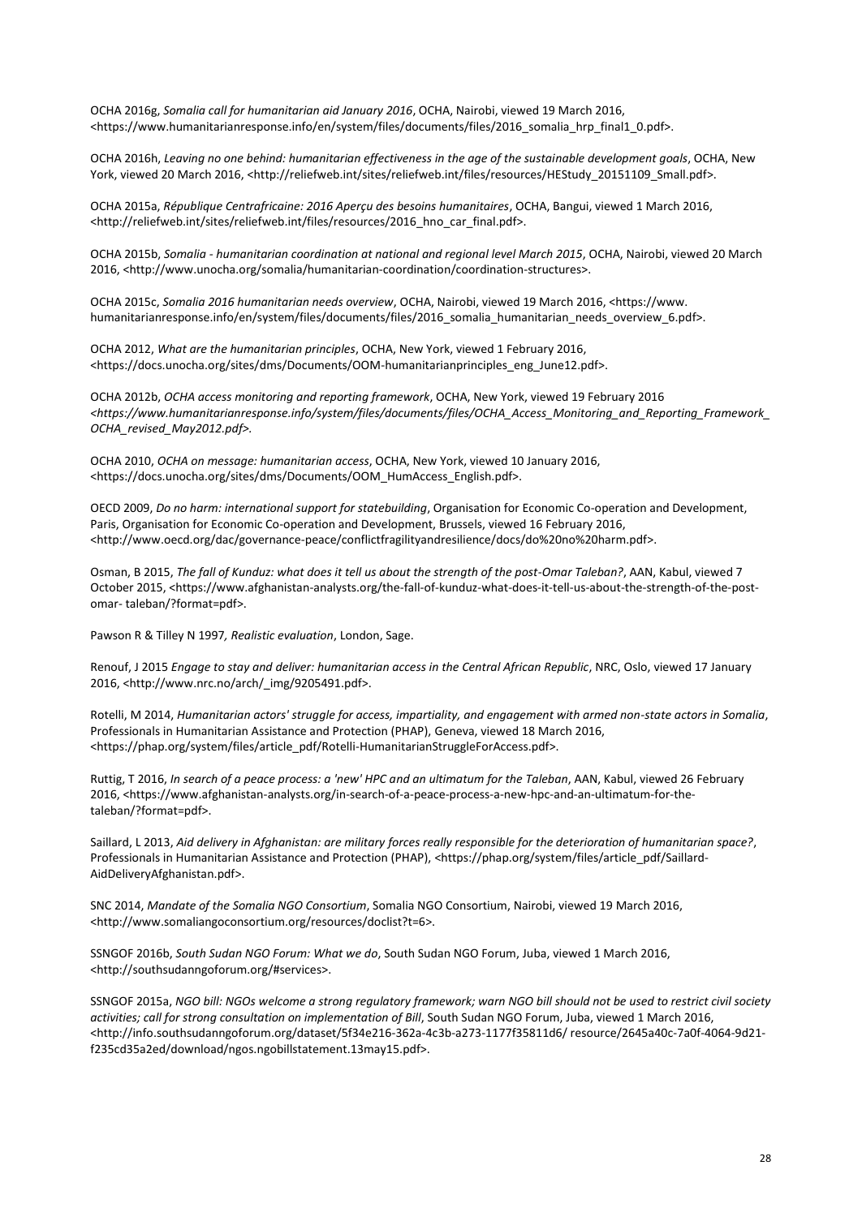OCHA 2016g, *Somalia call for humanitarian aid January 2016*, OCHA, Nairobi, viewed 19 March 2016, <https://www.humanitarianresponse.info/en/system/files/documents/files/2016_somalia_hrp_final1_0.pdf>.

OCHA 2016h, *Leaving no one behind: humanitarian effectiveness in the age of the sustainable development goals*, OCHA, New York, viewed 20 March 2016, <http://reliefweb.int/sites/reliefweb.int/files/resources/HEStudy_20151109_Small.pdf>.

OCHA 2015a, *République Centrafricaine: 2016 Aperçu des besoins humanitaires*, OCHA, Bangui, viewed 1 March 2016, <http://reliefweb.int/sites/reliefweb.int/files/resources/2016_hno_car_final.pdf>.

OCHA 2015b, *Somalia - humanitarian coordination at national and regional level March 2015*, OCHA, Nairobi, viewed 20 March 2016, <http://www.unocha.org/somalia/humanitarian-coordination/coordination-structures>.

OCHA 2015c, *Somalia 2016 humanitarian needs overview*, OCHA, Nairobi, viewed 19 March 2016, <https://www. humanitarianresponse.info/en/system/files/documents/files/2016_somalia_humanitarian_needs_overview_6.pdf>.

OCHA 2012, *What are the humanitarian principles*, OCHA, New York, viewed 1 February 2016, <https://docs.unocha.org/sites/dms/Documents/OOM-humanitarianprinciples_eng_June12.pdf>.

OCHA 2012b, *OCHA access monitoring and reporting framework*, OCHA, New York, viewed 19 February 2016 *<https://www.humanitarianresponse.info/system/files/documents/files/OCHA_Access_Monitoring_and_Reporting_Framework_OCHA_revised_May2012.pdf>.*

OCHA 2010, *OCHA on message: humanitarian access*, OCHA, New York, viewed 10 January 2016, <https://docs.unocha.org/sites/dms/Documents/OOM_HumAccess_English.pdf>.

OECD 2009, *Do no harm: international support for statebuilding*, Organisation for Economic Co-operation and Development, Paris, Organisation for Economic Co-operation and Development, Brussels, viewed 16 February 2016, <http://www.oecd.org/dac/governance-peace/conflictfragilityandresilience/docs/do%20no%20harm.pdf>.

Osman, B 2015, *The fall of Kunduz: what does it tell us about the strength of the post-Omar Taleban?*, AAN, Kabul, viewed 7 October 2015, <https://www.afghanistan-analysts.org/the-fall-of-kunduz-what-does-it-tell-us-about-the-strength-of-the-post-omar- taleban/?format=pdf>.

Pawson R & Tilley N 1997*, Realistic evaluation*, London, Sage.

Renouf, J 2015 *Engage to stay and deliver: humanitarian access in the Central African Republic*, NRC, Oslo, viewed 17 January 2016, <http://www.nrc.no/arch/_img/9205491.pdf>.

Rotelli, M 2014, *Humanitarian actors' struggle for access, impartiality, and engagement with armed non-state actors in Somalia*, Professionals in Humanitarian Assistance and Protection (PHAP), Geneva, viewed 18 March 2016, <https://phap.org/system/files/article_pdf/Rotelli-HumanitarianStruggleForAccess.pdf>.

Ruttig, T 2016, *In search of a peace process: a 'new' HPC and an ultimatum for the Taleban*, AAN, Kabul, viewed 26 February 2016, <https://www.afghanistan-analysts.org/in-search-of-a-peace-process-a-new-hpc-and-an-ultimatum-for-the-taleban/?format=pdf>.

Saillard, L 2013, *Aid delivery in Afghanistan: are military forces really responsible for the deterioration of humanitarian space?*, Professionals in Humanitarian Assistance and Protection (PHAP), <https://phap.org/system/files/article_pdf/Saillard-AidDeliveryAfghanistan.pdf>.

SNC 2014, *Mandate of the Somalia NGO Consortium*, Somalia NGO Consortium, Nairobi, viewed 19 March 2016, <http://www.somaliangoconsortium.org/resources/doclist?t=6>.

SSNGOF 2016b, *South Sudan NGO Forum: What we do*, South Sudan NGO Forum, Juba, viewed 1 March 2016, <http://southsudanngoforum.org/#services>.

SSNGOF 2015a, *NGO bill: NGOs welcome a strong regulatory framework; warn NGO bill should not be used to restrict civil society activities; call for strong consultation on implementation of Bill*, South Sudan NGO Forum, Juba, viewed 1 March 2016, <http://info.southsudanngoforum.org/dataset/5f34e216-362a-4c3b-a273-1177f35811d6/ resource/2645a40c-7a0f-4064-9d21-f235cd35a2ed/download/ngos.ngobillstatement.13may15.pdf>.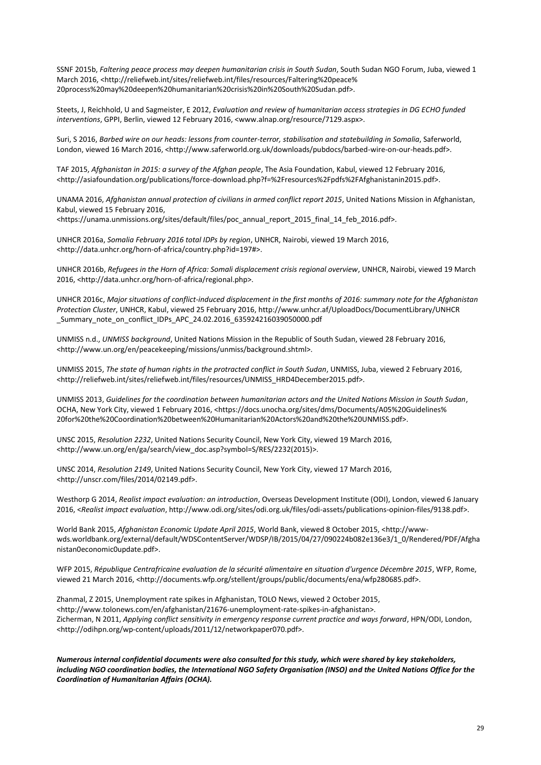SSNF 2015b, *Faltering peace process may deepen humanitarian crisis in South Sudan*, South Sudan NGO Forum, Juba, viewed 1 March 2016, <http://reliefweb.int/sites/reliefweb.int/files/resources/Faltering%20peace%20process%20may%20deepen%20humanitarian%20crisis%20in%20South%20Sudan.pdf>.

Steets, J, Reichhold, U and Sagmeister, E 2012, *Evaluation and review of humanitarian access strategies in DG ECHO funded interventions*, GPPI, Berlin, viewed 12 February 2016, <www.alnap.org/resource/7129.aspx>.

Suri, S 2016, *Barbed wire on our heads: lessons from counter-terror, stabilisation and statebuilding in Somalia*, Saferworld, London, viewed 16 March 2016, <http://www.saferworld.org.uk/downloads/pubdocs/barbed-wire-on-our-heads.pdf>.

TAF 2015, *Afghanistan in 2015: a survey of the Afghan people*, The Asia Foundation, Kabul, viewed 12 February 2016, <http://asiafoundation.org/publications/force-download.php?f=%2Fresources%2Fpdfs%2FAfghanistanin2015.pdf>.

UNAMA 2016, *Afghanistan annual protection of civilians in armed conflict report 2015*, United Nations Mission in Afghanistan, Kabul, viewed 15 February 2016, <https://unama.unmissions.org/sites/default/files/poc_annual_report_2015_final_14_feb_2016.pdf>.

UNHCR 2016a, *Somalia February 2016 total IDPs by region*, UNHCR, Nairobi, viewed 19 March 2016, <http://data.unhcr.org/horn-of-africa/country.php?id=197#>.

UNHCR 2016b, *Refugees in the Horn of Africa: Somali displacement crisis regional overview*, UNHCR, Nairobi, viewed 19 March 2016, <http://data.unhcr.org/horn-of-africa/regional.php>.

UNHCR 2016c, *Major situations of conflict-induced displacement in the first months of 2016: summary note for the Afghanistan Protection Cluster*, UNHCR, Kabul, viewed 25 February 2016, http://www.unhcr.af/UploadDocs/DocumentLibrary/UNHCR_Summary_note_on_conflict_IDPs_APC_24.02.2016_635924216039050000.pdf

UNMISS n.d., *UNMISS background*, United Nations Mission in the Republic of South Sudan, viewed 28 February 2016, <http://www.un.org/en/peacekeeping/missions/unmiss/background.shtml>.

UNMISS 2015, *The state of human rights in the protracted conflict in South Sudan*, UNMISS, Juba, viewed 2 February 2016, <http://reliefweb.int/sites/reliefweb.int/files/resources/UNMISS_HRD4December2015.pdf>.

UNMISS 2013, *Guidelines for the coordination between humanitarian actors and the United Nations Mission in South Sudan*, OCHA, New York City, viewed 1 February 2016, <https://docs.unocha.org/sites/dms/Documents/A05%20Guidelines%20for%20the%20Coordination%20between%20Humanitarian%20Actors%20and%20the%20UNMISS.pdf>.

UNSC 2015, *Resolution 2232*, United Nations Security Council, New York City, viewed 19 March 2016, <http://www.un.org/en/ga/search/view_doc.asp?symbol=S/RES/2232(2015)>.

UNSC 2014, *Resolution 2149*, United Nations Security Council, New York City, viewed 17 March 2016, <http://unscr.com/files/2014/02149.pdf>.

Westhorp G 2014, *Realist impact evaluation: an introduction*, Overseas Development Institute (ODI), London, viewed 6 January 2016, <*Realist impact evaluation*, http://www.odi.org/sites/odi.org.uk/files/odi-assets/publications-opinion-files/9138.pdf>.

World Bank 2015, *Afghanistan Economic Update April 2015*, World Bank, viewed 8 October 2015, <http://www-wds.worldbank.org/external/default/WDSContentServer/WDSP/IB/2015/04/27/090224b082e136e3/1_0/Rendered/PDF/Afghanistan0economic0update.pdf>.

WFP 2015, *République Centrafricaine evaluation de la sécurité alimentaire en situation d'urgence Décembre 2015*, WFP, Rome, viewed 21 March 2016, <http://documents.wfp.org/stellent/groups/public/documents/ena/wfp280685.pdf>.

Zhanmal, Z 2015, Unemployment rate spikes in Afghanistan, TOLO News, viewed 2 October 2015, <http://www.tolonews.com/en/afghanistan/21676-unemployment-rate-spikes-in-afghanistan>.

Zicherman, N 2011, *Applying conflict sensitivity in emergency response current practice and ways forward*, HPN/ODI, London, <http://odihpn.org/wp-content/uploads/2011/12/networkpaper070.pdf>.

***Numerous internal confidential documents were also consulted for this study, which were shared by key stakeholders, including NGO coordination bodies, the International NGO Safety Organisation (INSO) and the United Nations Office for the Coordination of Humanitarian Affairs (OCHA).***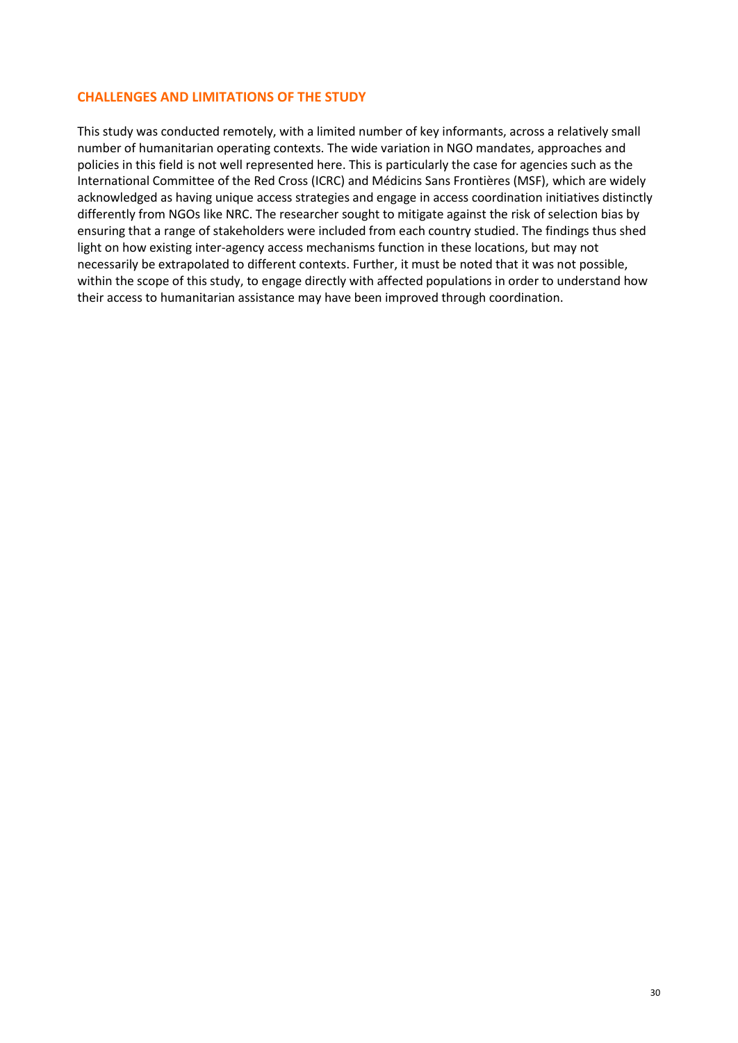## CHALLENGES AND LIMITATIONS OF THE STUDY

This study was conducted remotely, with a limited number of key informants, across a relatively small number of humanitarian operating contexts. The wide variation in NGO mandates, approaches and policies in this field is not well represented here. This is particularly the case for agencies such as the International Committee of the Red Cross (ICRC) and Médicins Sans Frontières (MSF), which are widely acknowledged as having unique access strategies and engage in access coordination initiatives distinctly differently from NGOs like NRC. The researcher sought to mitigate against the risk of selection bias by ensuring that a range of stakeholders were included from each country studied. The findings thus shed light on how existing inter-agency access mechanisms function in these locations, but may not necessarily be extrapolated to different contexts. Further, it must be noted that it was not possible, within the scope of this study, to engage directly with affected populations in order to understand how their access to humanitarian assistance may have been improved through coordination.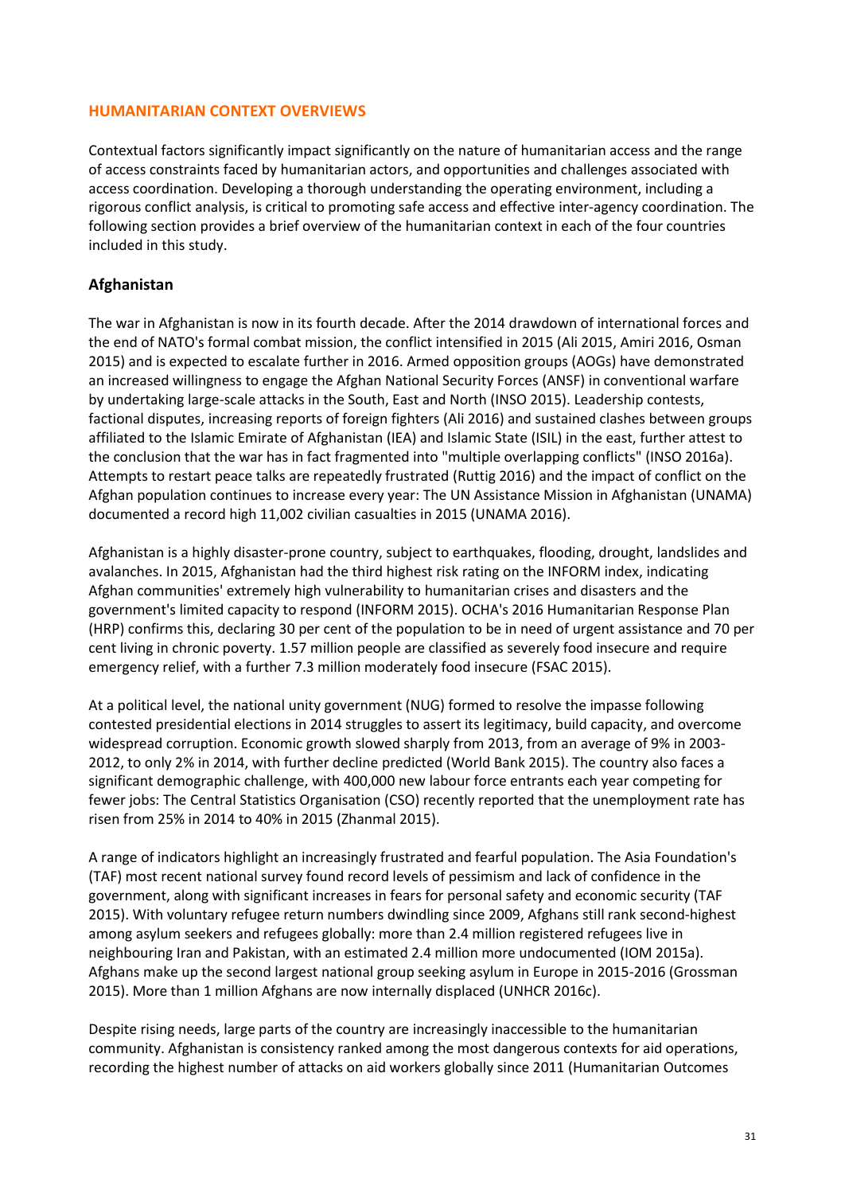## HUMANITARIAN CONTEXT OVERVIEWS

Contextual factors significantly impact significantly on the nature of humanitarian access and the range of access constraints faced by humanitarian actors, and opportunities and challenges associated with access coordination. Developing a thorough understanding the operating environment, including a rigorous conflict analysis, is critical to promoting safe access and effective inter-agency coordination. The following section provides a brief overview of the humanitarian context in each of the four countries included in this study.

### Afghanistan

The war in Afghanistan is now in its fourth decade. After the 2014 drawdown of international forces and the end of NATO's formal combat mission, the conflict intensified in 2015 (Ali 2015, Amiri 2016, Osman 2015) and is expected to escalate further in 2016. Armed opposition groups (AOGs) have demonstrated an increased willingness to engage the Afghan National Security Forces (ANSF) in conventional warfare by undertaking large-scale attacks in the South, East and North (INSO 2015). Leadership contests, factional disputes, increasing reports of foreign fighters (Ali 2016) and sustained clashes between groups affiliated to the Islamic Emirate of Afghanistan (IEA) and Islamic State (ISIL) in the east, further attest to the conclusion that the war has in fact fragmented into "multiple overlapping conflicts" (INSO 2016a). Attempts to restart peace talks are repeatedly frustrated (Ruttig 2016) and the impact of conflict on the Afghan population continues to increase every year: The UN Assistance Mission in Afghanistan (UNAMA) documented a record high 11,002 civilian casualties in 2015 (UNAMA 2016).

Afghanistan is a highly disaster-prone country, subject to earthquakes, flooding, drought, landslides and avalanches. In 2015, Afghanistan had the third highest risk rating on the INFORM index, indicating Afghan communities' extremely high vulnerability to humanitarian crises and disasters and the government's limited capacity to respond (INFORM 2015). OCHA's 2016 Humanitarian Response Plan (HRP) confirms this, declaring 30 per cent of the population to be in need of urgent assistance and 70 per cent living in chronic poverty. 1.57 million people are classified as severely food insecure and require emergency relief, with a further 7.3 million moderately food insecure (FSAC 2015).

At a political level, the national unity government (NUG) formed to resolve the impasse following contested presidential elections in 2014 struggles to assert its legitimacy, build capacity, and overcome widespread corruption. Economic growth slowed sharply from 2013, from an average of 9% in 2003-2012, to only 2% in 2014, with further decline predicted (World Bank 2015). The country also faces a significant demographic challenge, with 400,000 new labour force entrants each year competing for fewer jobs: The Central Statistics Organisation (CSO) recently reported that the unemployment rate has risen from 25% in 2014 to 40% in 2015 (Zhanmal 2015).

A range of indicators highlight an increasingly frustrated and fearful population. The Asia Foundation's (TAF) most recent national survey found record levels of pessimism and lack of confidence in the government, along with significant increases in fears for personal safety and economic security (TAF 2015). With voluntary refugee return numbers dwindling since 2009, Afghans still rank second-highest among asylum seekers and refugees globally: more than 2.4 million registered refugees live in neighbouring Iran and Pakistan, with an estimated 2.4 million more undocumented (IOM 2015a). Afghans make up the second largest national group seeking asylum in Europe in 2015-2016 (Grossman 2015). More than 1 million Afghans are now internally displaced (UNHCR 2016c).

Despite rising needs, large parts of the country are increasingly inaccessible to the humanitarian community. Afghanistan is consistency ranked among the most dangerous contexts for aid operations, recording the highest number of attacks on aid workers globally since 2011 (Humanitarian Outcomes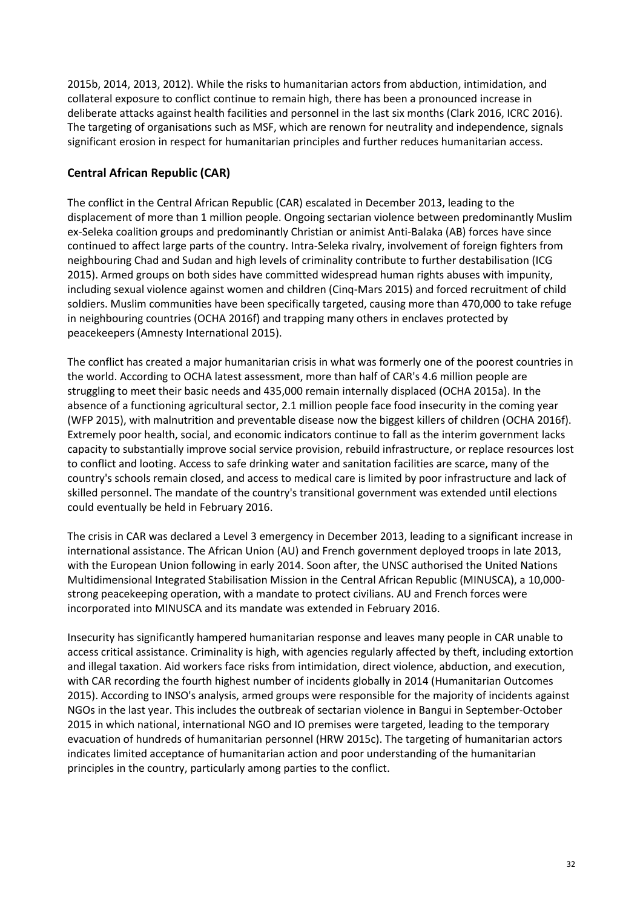2015b, 2014, 2013, 2012). While the risks to humanitarian actors from abduction, intimidation, and collateral exposure to conflict continue to remain high, there has been a pronounced increase in deliberate attacks against health facilities and personnel in the last six months (Clark 2016, ICRC 2016). The targeting of organisations such as MSF, which are renown for neutrality and independence, signals significant erosion in respect for humanitarian principles and further reduces humanitarian access.

## Central African Republic (CAR)

The conflict in the Central African Republic (CAR) escalated in December 2013, leading to the displacement of more than 1 million people. Ongoing sectarian violence between predominantly Muslim ex-Seleka coalition groups and predominantly Christian or animist Anti-Balaka (AB) forces have since continued to affect large parts of the country. Intra-Seleka rivalry, involvement of foreign fighters from neighbouring Chad and Sudan and high levels of criminality contribute to further destabilisation (ICG 2015). Armed groups on both sides have committed widespread human rights abuses with impunity, including sexual violence against women and children (Cinq-Mars 2015) and forced recruitment of child soldiers. Muslim communities have been specifically targeted, causing more than 470,000 to take refuge in neighbouring countries (OCHA 2016f) and trapping many others in enclaves protected by peacekeepers (Amnesty International 2015).

The conflict has created a major humanitarian crisis in what was formerly one of the poorest countries in the world. According to OCHA latest assessment, more than half of CAR's 4.6 million people are struggling to meet their basic needs and 435,000 remain internally displaced (OCHA 2015a). In the absence of a functioning agricultural sector, 2.1 million people face food insecurity in the coming year (WFP 2015), with malnutrition and preventable disease now the biggest killers of children (OCHA 2016f). Extremely poor health, social, and economic indicators continue to fall as the interim government lacks capacity to substantially improve social service provision, rebuild infrastructure, or replace resources lost to conflict and looting. Access to safe drinking water and sanitation facilities are scarce, many of the country's schools remain closed, and access to medical care is limited by poor infrastructure and lack of skilled personnel. The mandate of the country's transitional government was extended until elections could eventually be held in February 2016.

The crisis in CAR was declared a Level 3 emergency in December 2013, leading to a significant increase in international assistance. The African Union (AU) and French government deployed troops in late 2013, with the European Union following in early 2014. Soon after, the UNSC authorised the United Nations Multidimensional Integrated Stabilisation Mission in the Central African Republic (MINUSCA), a 10,000-strong peacekeeping operation, with a mandate to protect civilians. AU and French forces were incorporated into MINUSCA and its mandate was extended in February 2016.

Insecurity has significantly hampered humanitarian response and leaves many people in CAR unable to access critical assistance. Criminality is high, with agencies regularly affected by theft, including extortion and illegal taxation. Aid workers face risks from intimidation, direct violence, abduction, and execution, with CAR recording the fourth highest number of incidents globally in 2014 (Humanitarian Outcomes 2015). According to INSO's analysis, armed groups were responsible for the majority of incidents against NGOs in the last year. This includes the outbreak of sectarian violence in Bangui in September-October 2015 in which national, international NGO and IO premises were targeted, leading to the temporary evacuation of hundreds of humanitarian personnel (HRW 2015c). The targeting of humanitarian actors indicates limited acceptance of humanitarian action and poor understanding of the humanitarian principles in the country, particularly among parties to the conflict.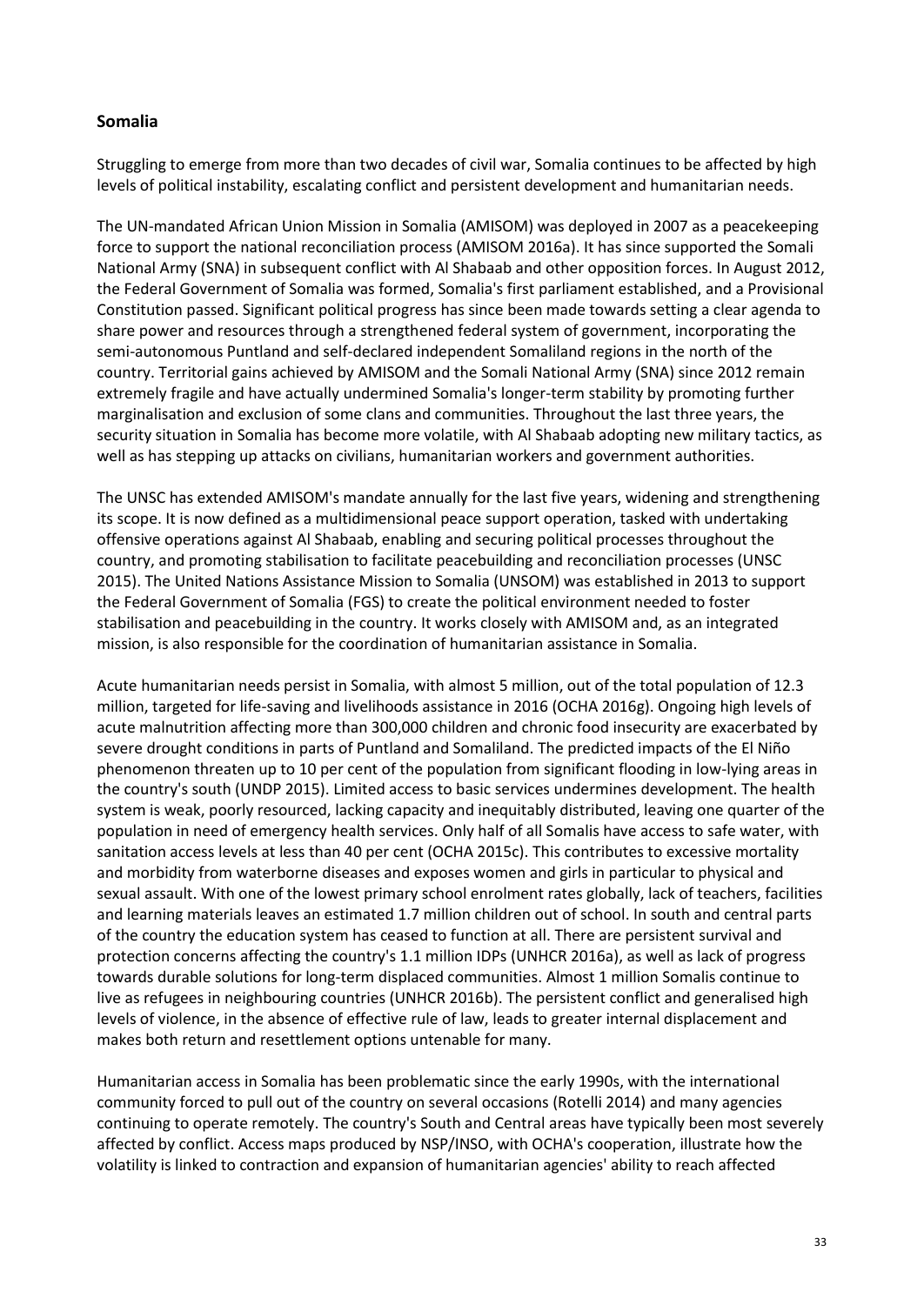## Somalia

Struggling to emerge from more than two decades of civil war, Somalia continues to be affected by high levels of political instability, escalating conflict and persistent development and humanitarian needs.

The UN-mandated African Union Mission in Somalia (AMISOM) was deployed in 2007 as a peacekeeping force to support the national reconciliation process (AMISOM 2016a). It has since supported the Somali National Army (SNA) in subsequent conflict with Al Shabaab and other opposition forces. In August 2012, the Federal Government of Somalia was formed, Somalia's first parliament established, and a Provisional Constitution passed. Significant political progress has since been made towards setting a clear agenda to share power and resources through a strengthened federal system of government, incorporating the semi-autonomous Puntland and self-declared independent Somaliland regions in the north of the country. Territorial gains achieved by AMISOM and the Somali National Army (SNA) since 2012 remain extremely fragile and have actually undermined Somalia's longer-term stability by promoting further marginalisation and exclusion of some clans and communities. Throughout the last three years, the security situation in Somalia has become more volatile, with Al Shabaab adopting new military tactics, as well as has stepping up attacks on civilians, humanitarian workers and government authorities.

The UNSC has extended AMISOM's mandate annually for the last five years, widening and strengthening its scope. It is now defined as a multidimensional peace support operation, tasked with undertaking offensive operations against Al Shabaab, enabling and securing political processes throughout the country, and promoting stabilisation to facilitate peacebuilding and reconciliation processes (UNSC 2015). The United Nations Assistance Mission to Somalia (UNSOM) was established in 2013 to support the Federal Government of Somalia (FGS) to create the political environment needed to foster stabilisation and peacebuilding in the country. It works closely with AMISOM and, as an integrated mission, is also responsible for the coordination of humanitarian assistance in Somalia.

Acute humanitarian needs persist in Somalia, with almost 5 million, out of the total population of 12.3 million, targeted for life-saving and livelihoods assistance in 2016 (OCHA 2016g). Ongoing high levels of acute malnutrition affecting more than 300,000 children and chronic food insecurity are exacerbated by severe drought conditions in parts of Puntland and Somaliland. The predicted impacts of the El Niño phenomenon threaten up to 10 per cent of the population from significant flooding in low-lying areas in the country's south (UNDP 2015). Limited access to basic services undermines development. The health system is weak, poorly resourced, lacking capacity and inequitably distributed, leaving one quarter of the population in need of emergency health services. Only half of all Somalis have access to safe water, with sanitation access levels at less than 40 per cent (OCHA 2015c). This contributes to excessive mortality and morbidity from waterborne diseases and exposes women and girls in particular to physical and sexual assault. With one of the lowest primary school enrolment rates globally, lack of teachers, facilities and learning materials leaves an estimated 1.7 million children out of school. In south and central parts of the country the education system has ceased to function at all. There are persistent survival and protection concerns affecting the country's 1.1 million IDPs (UNHCR 2016a), as well as lack of progress towards durable solutions for long-term displaced communities. Almost 1 million Somalis continue to live as refugees in neighbouring countries (UNHCR 2016b). The persistent conflict and generalised high levels of violence, in the absence of effective rule of law, leads to greater internal displacement and makes both return and resettlement options untenable for many.

Humanitarian access in Somalia has been problematic since the early 1990s, with the international community forced to pull out of the country on several occasions (Rotelli 2014) and many agencies continuing to operate remotely. The country's South and Central areas have typically been most severely affected by conflict. Access maps produced by NSP/INSO, with OCHA's cooperation, illustrate how the volatility is linked to contraction and expansion of humanitarian agencies' ability to reach affected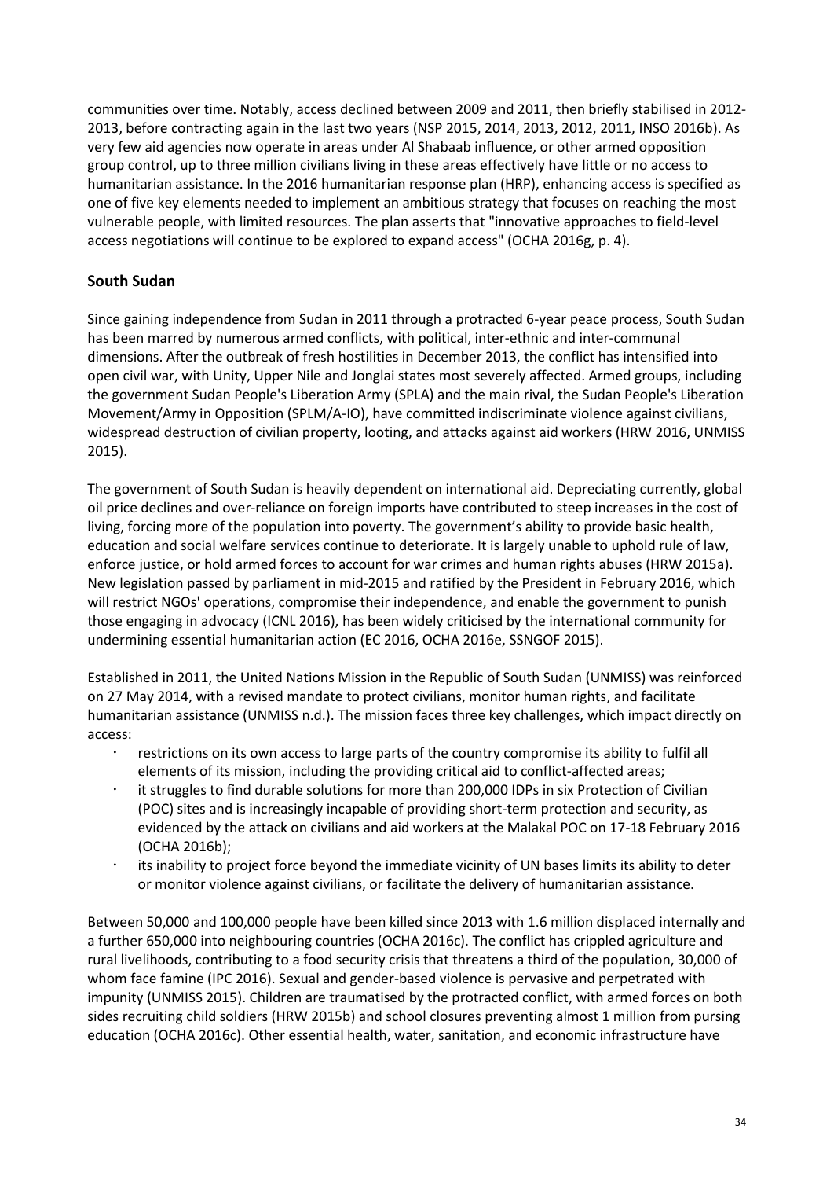communities over time. Notably, access declined between 2009 and 2011, then briefly stabilised in 2012-2013, before contracting again in the last two years (NSP 2015, 2014, 2013, 2012, 2011, INSO 2016b). As very few aid agencies now operate in areas under Al Shabaab influence, or other armed opposition group control, up to three million civilians living in these areas effectively have little or no access to humanitarian assistance. In the 2016 humanitarian response plan (HRP), enhancing access is specified as one of five key elements needed to implement an ambitious strategy that focuses on reaching the most vulnerable people, with limited resources. The plan asserts that "innovative approaches to field-level access negotiations will continue to be explored to expand access" (OCHA 2016g, p. 4).

## South Sudan

Since gaining independence from Sudan in 2011 through a protracted 6-year peace process, South Sudan has been marred by numerous armed conflicts, with political, inter-ethnic and inter-communal dimensions. After the outbreak of fresh hostilities in December 2013, the conflict has intensified into open civil war, with Unity, Upper Nile and Jonglai states most severely affected. Armed groups, including the government Sudan People's Liberation Army (SPLA) and the main rival, the Sudan People's Liberation Movement/Army in Opposition (SPLM/A-IO), have committed indiscriminate violence against civilians, widespread destruction of civilian property, looting, and attacks against aid workers (HRW 2016, UNMISS 2015).

The government of South Sudan is heavily dependent on international aid. Depreciating currently, global oil price declines and over-reliance on foreign imports have contributed to steep increases in the cost of living, forcing more of the population into poverty. The government's ability to provide basic health, education and social welfare services continue to deteriorate. It is largely unable to uphold rule of law, enforce justice, or hold armed forces to account for war crimes and human rights abuses (HRW 2015a). New legislation passed by parliament in mid-2015 and ratified by the President in February 2016, which will restrict NGOs' operations, compromise their independence, and enable the government to punish those engaging in advocacy (ICNL 2016), has been widely criticised by the international community for undermining essential humanitarian action (EC 2016, OCHA 2016e, SSNGOF 2015).

Established in 2011, the United Nations Mission in the Republic of South Sudan (UNMISS) was reinforced on 27 May 2014, with a revised mandate to protect civilians, monitor human rights, and facilitate humanitarian assistance (UNMISS n.d.). The mission faces three key challenges, which impact directly on access:

- restrictions on its own access to large parts of the country compromise its ability to fulfil all elements of its mission, including the providing critical aid to conflict-affected areas;
- it struggles to find durable solutions for more than 200,000 IDPs in six Protection of Civilian (POC) sites and is increasingly incapable of providing short-term protection and security, as evidenced by the attack on civilians and aid workers at the Malakal POC on 17-18 February 2016 (OCHA 2016b);
- its inability to project force beyond the immediate vicinity of UN bases limits its ability to deter or monitor violence against civilians, or facilitate the delivery of humanitarian assistance.

Between 50,000 and 100,000 people have been killed since 2013 with 1.6 million displaced internally and a further 650,000 into neighbouring countries (OCHA 2016c). The conflict has crippled agriculture and rural livelihoods, contributing to a food security crisis that threatens a third of the population, 30,000 of whom face famine (IPC 2016). Sexual and gender-based violence is pervasive and perpetrated with impunity (UNMISS 2015). Children are traumatised by the protracted conflict, with armed forces on both sides recruiting child soldiers (HRW 2015b) and school closures preventing almost 1 million from pursing education (OCHA 2016c). Other essential health, water, sanitation, and economic infrastructure have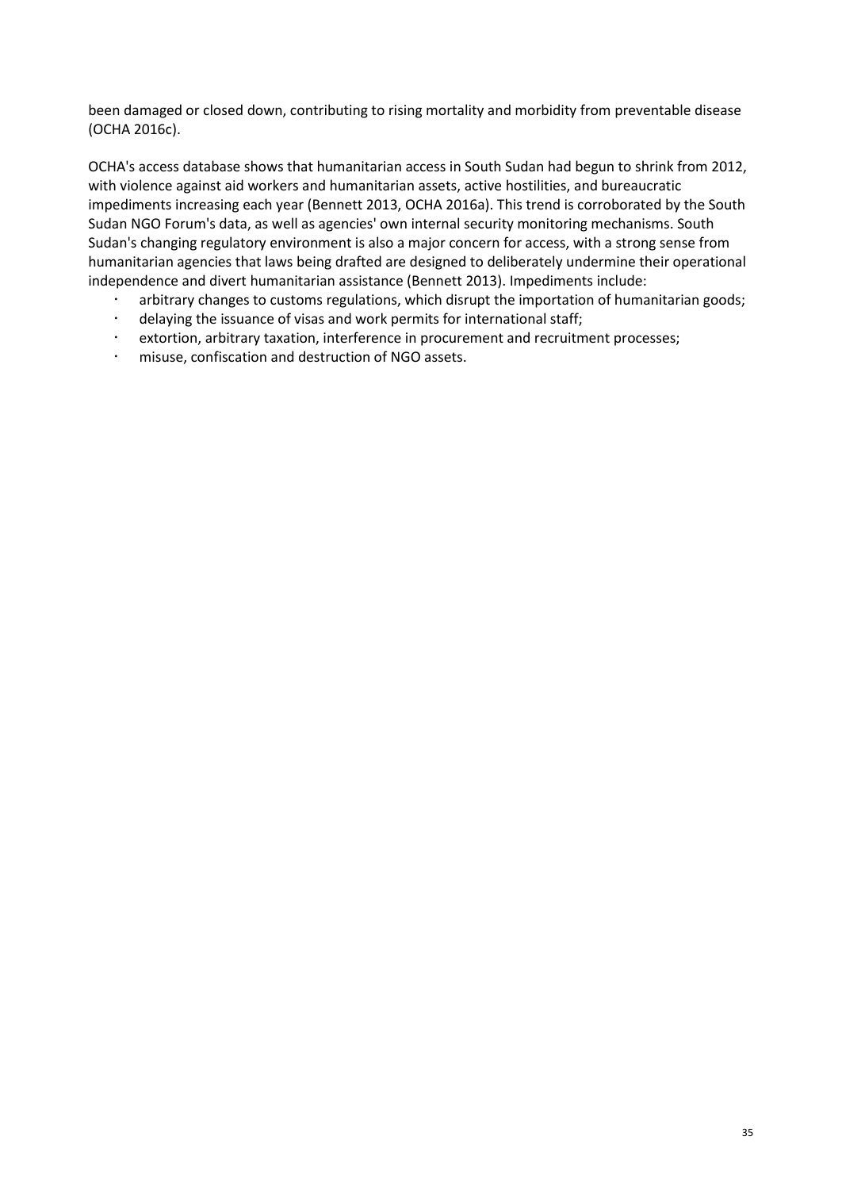been damaged or closed down, contributing to rising mortality and morbidity from preventable disease (OCHA 2016c).

OCHA's access database shows that humanitarian access in South Sudan had begun to shrink from 2012, with violence against aid workers and humanitarian assets, active hostilities, and bureaucratic impediments increasing each year (Bennett 2013, OCHA 2016a). This trend is corroborated by the South Sudan NGO Forum's data, as well as agencies' own internal security monitoring mechanisms. South Sudan's changing regulatory environment is also a major concern for access, with a strong sense from humanitarian agencies that laws being drafted are designed to deliberately undermine their operational independence and divert humanitarian assistance (Bennett 2013). Impediments include:

- arbitrary changes to customs regulations, which disrupt the importation of humanitarian goods;
- delaying the issuance of visas and work permits for international staff;
- extortion, arbitrary taxation, interference in procurement and recruitment processes;
- misuse, confiscation and destruction of NGO assets.